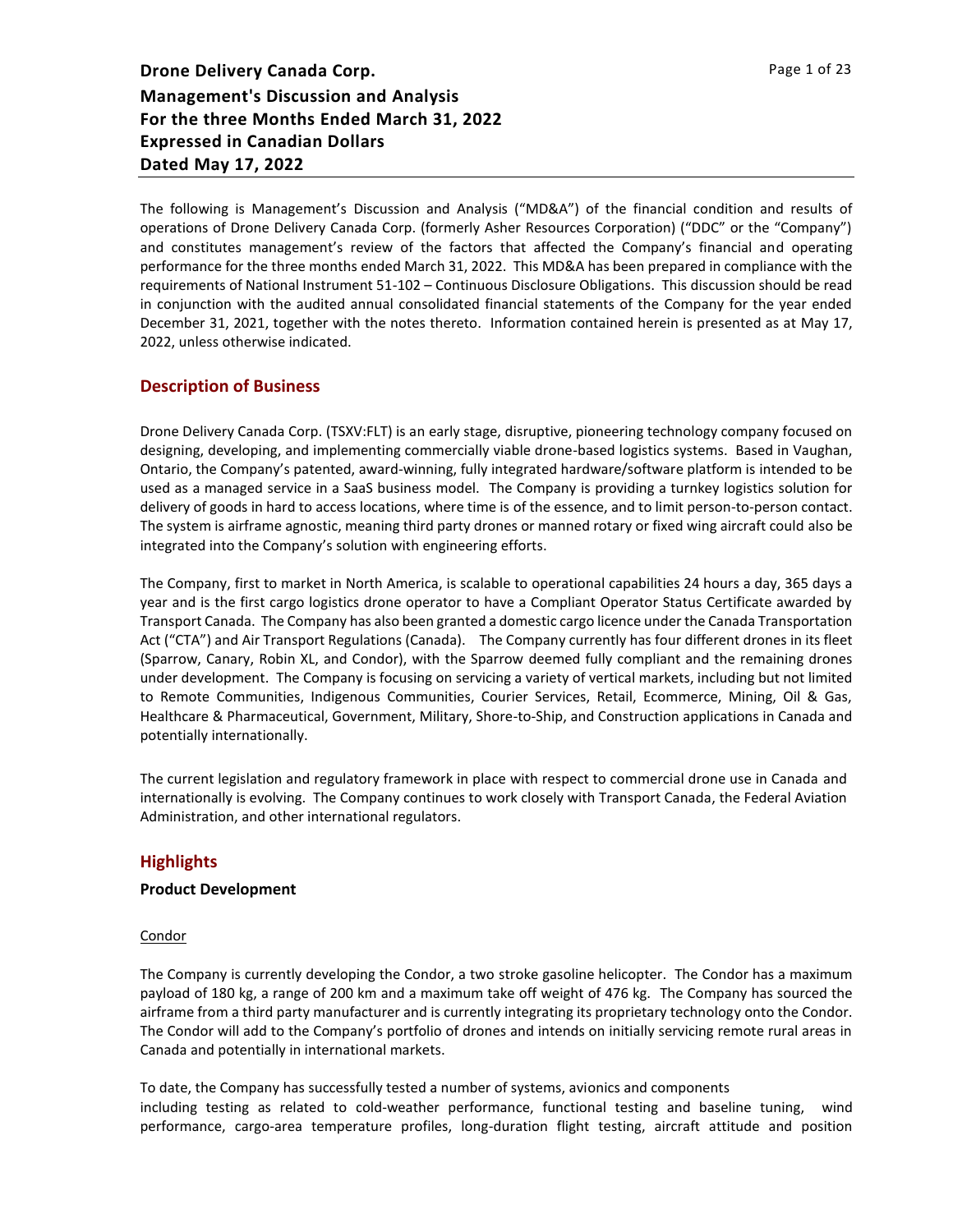# Drone Delivery Canada Corp.
# Management's Discussion and Analysis
# For the three Months Ended March 31, 2022
# Expressed in Canadian Dollars
# Dated May 17, 2022

The following is Management's Discussion and Analysis ("MD&A") of the financial condition and results of operations of Drone Delivery Canada Corp. (formerly Asher Resources Corporation) ("DDC" or the "Company") and constitutes management's review of the factors that affected the Company's financial and operating performance for the three months ended March 31, 2022. This MD&A has been prepared in compliance with the requirements of National Instrument 51-102 – Continuous Disclosure Obligations. This discussion should be read in conjunction with the audited annual consolidated financial statements of the Company for the year ended December 31, 2021, together with the notes thereto. Information contained herein is presented as at May 17, 2022, unless otherwise indicated.

## Description of Business

Drone Delivery Canada Corp. (TSXV:FLT) is an early stage, disruptive, pioneering technology company focused on designing, developing, and implementing commercially viable drone-based logistics systems. Based in Vaughan, Ontario, the Company's patented, award-winning, fully integrated hardware/software platform is intended to be used as a managed service in a SaaS business model. The Company is providing a turnkey logistics solution for delivery of goods in hard to access locations, where time is of the essence, and to limit person-to-person contact. The system is airframe agnostic, meaning third party drones or manned rotary or fixed wing aircraft could also be integrated into the Company's solution with engineering efforts.

The Company, first to market in North America, is scalable to operational capabilities 24 hours a day, 365 days a year and is the first cargo logistics drone operator to have a Compliant Operator Status Certificate awarded by Transport Canada. The Company has also been granted a domestic cargo licence under the Canada Transportation Act ("CTA") and Air Transport Regulations (Canada). The Company currently has four different drones in its fleet (Sparrow, Canary, Robin XL, and Condor), with the Sparrow deemed fully compliant and the remaining drones under development. The Company is focusing on servicing a variety of vertical markets, including but not limited to Remote Communities, Indigenous Communities, Courier Services, Retail, Ecommerce, Mining, Oil & Gas, Healthcare & Pharmaceutical, Government, Military, Shore-to-Ship, and Construction applications in Canada and potentially internationally.

The current legislation and regulatory framework in place with respect to commercial drone use in Canada and internationally is evolving. The Company continues to work closely with Transport Canada, the Federal Aviation Administration, and other international regulators.

## Highlights

### Product Development

<u>Condor</u>

The Company is currently developing the Condor, a two stroke gasoline helicopter. The Condor has a maximum payload of 180 kg, a range of 200 km and a maximum take off weight of 476 kg. The Company has sourced the airframe from a third party manufacturer and is currently integrating its proprietary technology onto the Condor. The Condor will add to the Company's portfolio of drones and intends on initially servicing remote rural areas in Canada and potentially in international markets.

To date, the Company has successfully tested a number of systems, avionics and components including testing as related to cold-weather performance, functional testing and baseline tuning, wind performance, cargo-area temperature profiles, long-duration flight testing, aircraft attitude and position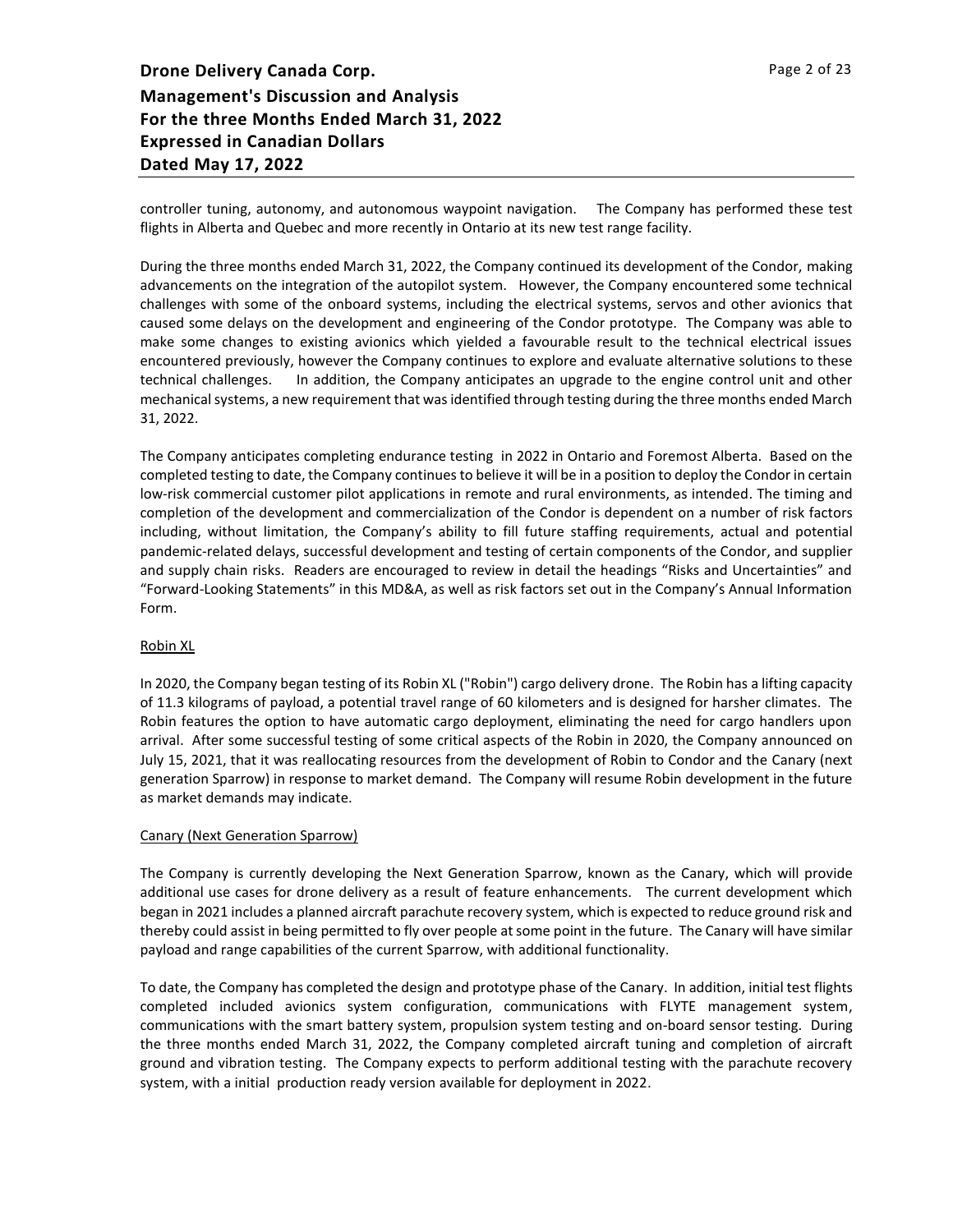controller tuning, autonomy, and autonomous waypoint navigation. The Company has performed these test flights in Alberta and Quebec and more recently in Ontario at its new test range facility.

During the three months ended March 31, 2022, the Company continued its development of the Condor, making advancements on the integration of the autopilot system. However, the Company encountered some technical challenges with some of the onboard systems, including the electrical systems, servos and other avionics that caused some delays on the development and engineering of the Condor prototype. The Company was able to make some changes to existing avionics which yielded a favourable result to the technical electrical issues encountered previously, however the Company continues to explore and evaluate alternative solutions to these technical challenges. In addition, the Company anticipates an upgrade to the engine control unit and other mechanical systems, a new requirement that was identified through testing during the three months ended March 31, 2022.

The Company anticipates completing endurance testing in 2022 in Ontario and Foremost Alberta. Based on the completed testing to date, the Company continues to believe it will be in a position to deploy the Condor in certain low-risk commercial customer pilot applications in remote and rural environments, as intended. The timing and completion of the development and commercialization of the Condor is dependent on a number of risk factors including, without limitation, the Company's ability to fill future staffing requirements, actual and potential pandemic-related delays, successful development and testing of certain components of the Condor, and supplier and supply chain risks. Readers are encouraged to review in detail the headings "Risks and Uncertainties" and "Forward-Looking Statements" in this MD&A, as well as risk factors set out in the Company's Annual Information Form.

Robin XL

In 2020, the Company began testing of its Robin XL ("Robin") cargo delivery drone. The Robin has a lifting capacity of 11.3 kilograms of payload, a potential travel range of 60 kilometers and is designed for harsher climates. The Robin features the option to have automatic cargo deployment, eliminating the need for cargo handlers upon arrival. After some successful testing of some critical aspects of the Robin in 2020, the Company announced on July 15, 2021, that it was reallocating resources from the development of Robin to Condor and the Canary (next generation Sparrow) in response to market demand. The Company will resume Robin development in the future as market demands may indicate.

Canary (Next Generation Sparrow)

The Company is currently developing the Next Generation Sparrow, known as the Canary, which will provide additional use cases for drone delivery as a result of feature enhancements. The current development which began in 2021 includes a planned aircraft parachute recovery system, which is expected to reduce ground risk and thereby could assist in being permitted to fly over people at some point in the future. The Canary will have similar payload and range capabilities of the current Sparrow, with additional functionality.

To date, the Company has completed the design and prototype phase of the Canary. In addition, initial test flights completed included avionics system configuration, communications with FLYTE management system, communications with the smart battery system, propulsion system testing and on-board sensor testing. During the three months ended March 31, 2022, the Company completed aircraft tuning and completion of aircraft ground and vibration testing. The Company expects to perform additional testing with the parachute recovery system, with a initial production ready version available for deployment in 2022.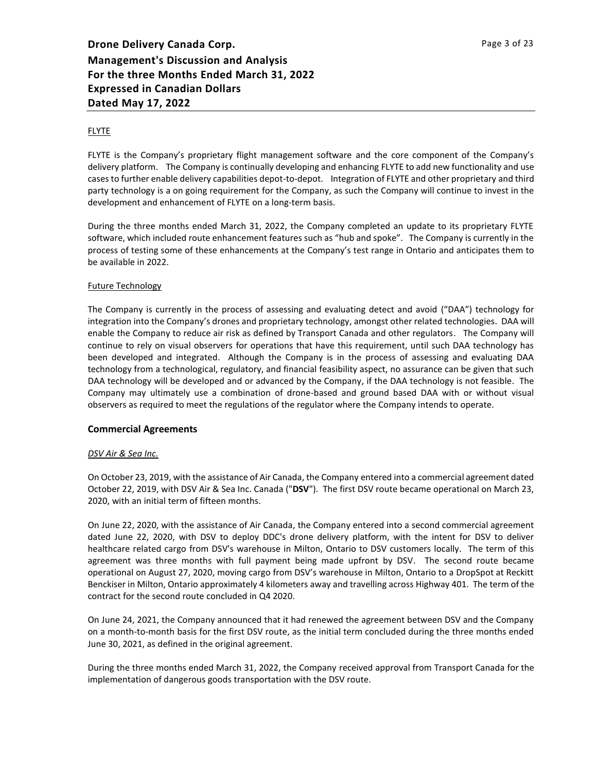FLYTE

FLYTE is the Company's proprietary flight management software and the core component of the Company's delivery platform. The Company is continually developing and enhancing FLYTE to add new functionality and use cases to further enable delivery capabilities depot-to-depot. Integration of FLYTE and other proprietary and third party technology is a on going requirement for the Company, as such the Company will continue to invest in the development and enhancement of FLYTE on a long-term basis.

During the three months ended March 31, 2022, the Company completed an update to its proprietary FLYTE software, which included route enhancement features such as "hub and spoke". The Company is currently in the process of testing some of these enhancements at the Company's test range in Ontario and anticipates them to be available in 2022.

Future Technology

The Company is currently in the process of assessing and evaluating detect and avoid ("DAA") technology for integration into the Company's drones and proprietary technology, amongst other related technologies. DAA will enable the Company to reduce air risk as defined by Transport Canada and other regulators. The Company will continue to rely on visual observers for operations that have this requirement, until such DAA technology has been developed and integrated. Although the Company is in the process of assessing and evaluating DAA technology from a technological, regulatory, and financial feasibility aspect, no assurance can be given that such DAA technology will be developed and or advanced by the Company, if the DAA technology is not feasible. The Company may ultimately use a combination of drone-based and ground based DAA with or without visual observers as required to meet the regulations of the regulator where the Company intends to operate.

## Commercial Agreements

*DSV Air & Sea Inc.*

On October 23, 2019, with the assistance of Air Canada, the Company entered into a commercial agreement dated October 22, 2019, with DSV Air & Sea Inc. Canada ("**DSV**"). The first DSV route became operational on March 23, 2020, with an initial term of fifteen months.

On June 22, 2020, with the assistance of Air Canada, the Company entered into a second commercial agreement dated June 22, 2020, with DSV to deploy DDC's drone delivery platform, with the intent for DSV to deliver healthcare related cargo from DSV's warehouse in Milton, Ontario to DSV customers locally. The term of this agreement was three months with full payment being made upfront by DSV. The second route became operational on August 27, 2020, moving cargo from DSV's warehouse in Milton, Ontario to a DropSpot at Reckitt Benckiser in Milton, Ontario approximately 4 kilometers away and travelling across Highway 401. The term of the contract for the second route concluded in Q4 2020.

On June 24, 2021, the Company announced that it had renewed the agreement between DSV and the Company on a month-to-month basis for the first DSV route, as the initial term concluded during the three months ended June 30, 2021, as defined in the original agreement.

During the three months ended March 31, 2022, the Company received approval from Transport Canada for the implementation of dangerous goods transportation with the DSV route.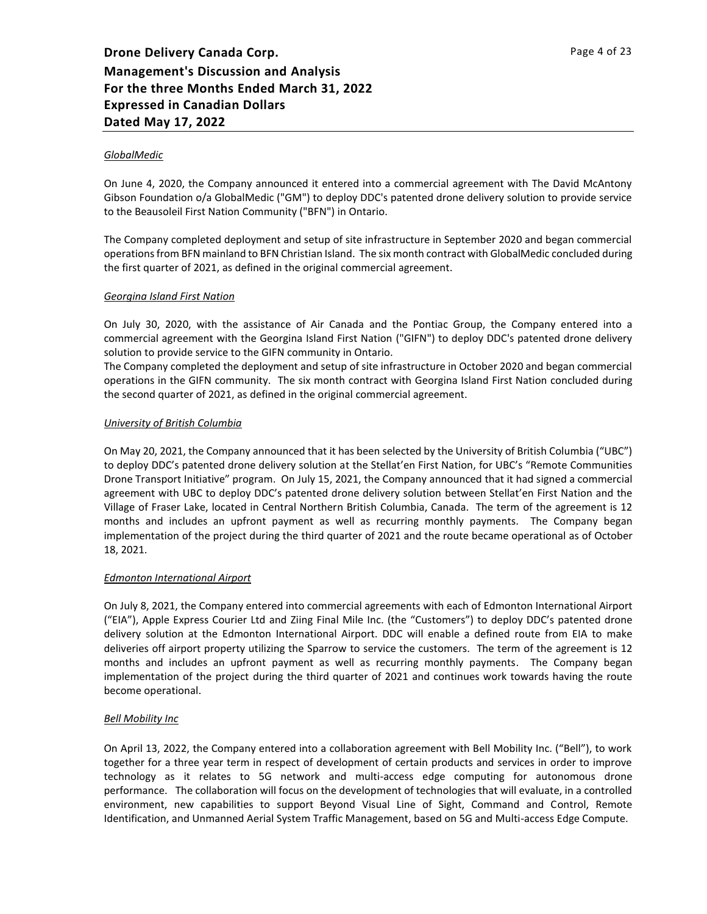*GlobalMedic*

On June 4, 2020, the Company announced it entered into a commercial agreement with The David McAntony Gibson Foundation o/a GlobalMedic ("GM") to deploy DDC's patented drone delivery solution to provide service to the Beausoleil First Nation Community ("BFN") in Ontario.

The Company completed deployment and setup of site infrastructure in September 2020 and began commercial operations from BFN mainland to BFN Christian Island. The six month contract with GlobalMedic concluded during the first quarter of 2021, as defined in the original commercial agreement.

*Georgina Island First Nation*

On July 30, 2020, with the assistance of Air Canada and the Pontiac Group, the Company entered into a commercial agreement with the Georgina Island First Nation ("GIFN") to deploy DDC's patented drone delivery solution to provide service to the GIFN community in Ontario.
The Company completed the deployment and setup of site infrastructure in October 2020 and began commercial operations in the GIFN community. The six month contract with Georgina Island First Nation concluded during the second quarter of 2021, as defined in the original commercial agreement.

*University of British Columbia*

On May 20, 2021, the Company announced that it has been selected by the University of British Columbia ("UBC") to deploy DDC's patented drone delivery solution at the Stellat'en First Nation, for UBC's "Remote Communities Drone Transport Initiative" program. On July 15, 2021, the Company announced that it had signed a commercial agreement with UBC to deploy DDC's patented drone delivery solution between Stellat'en First Nation and the Village of Fraser Lake, located in Central Northern British Columbia, Canada. The term of the agreement is 12 months and includes an upfront payment as well as recurring monthly payments. The Company began implementation of the project during the third quarter of 2021 and the route became operational as of October 18, 2021.

*Edmonton International Airport*

On July 8, 2021, the Company entered into commercial agreements with each of Edmonton International Airport ("EIA"), Apple Express Courier Ltd and Ziing Final Mile Inc. (the "Customers") to deploy DDC's patented drone delivery solution at the Edmonton International Airport. DDC will enable a defined route from EIA to make deliveries off airport property utilizing the Sparrow to service the customers. The term of the agreement is 12 months and includes an upfront payment as well as recurring monthly payments. The Company began implementation of the project during the third quarter of 2021 and continues work towards having the route become operational.

*Bell Mobility Inc*

On April 13, 2022, the Company entered into a collaboration agreement with Bell Mobility Inc. ("Bell"), to work together for a three year term in respect of development of certain products and services in order to improve technology as it relates to 5G network and multi-access edge computing for autonomous drone performance. The collaboration will focus on the development of technologies that will evaluate, in a controlled environment, new capabilities to support Beyond Visual Line of Sight, Command and Control, Remote Identification, and Unmanned Aerial System Traffic Management, based on 5G and Multi-access Edge Compute.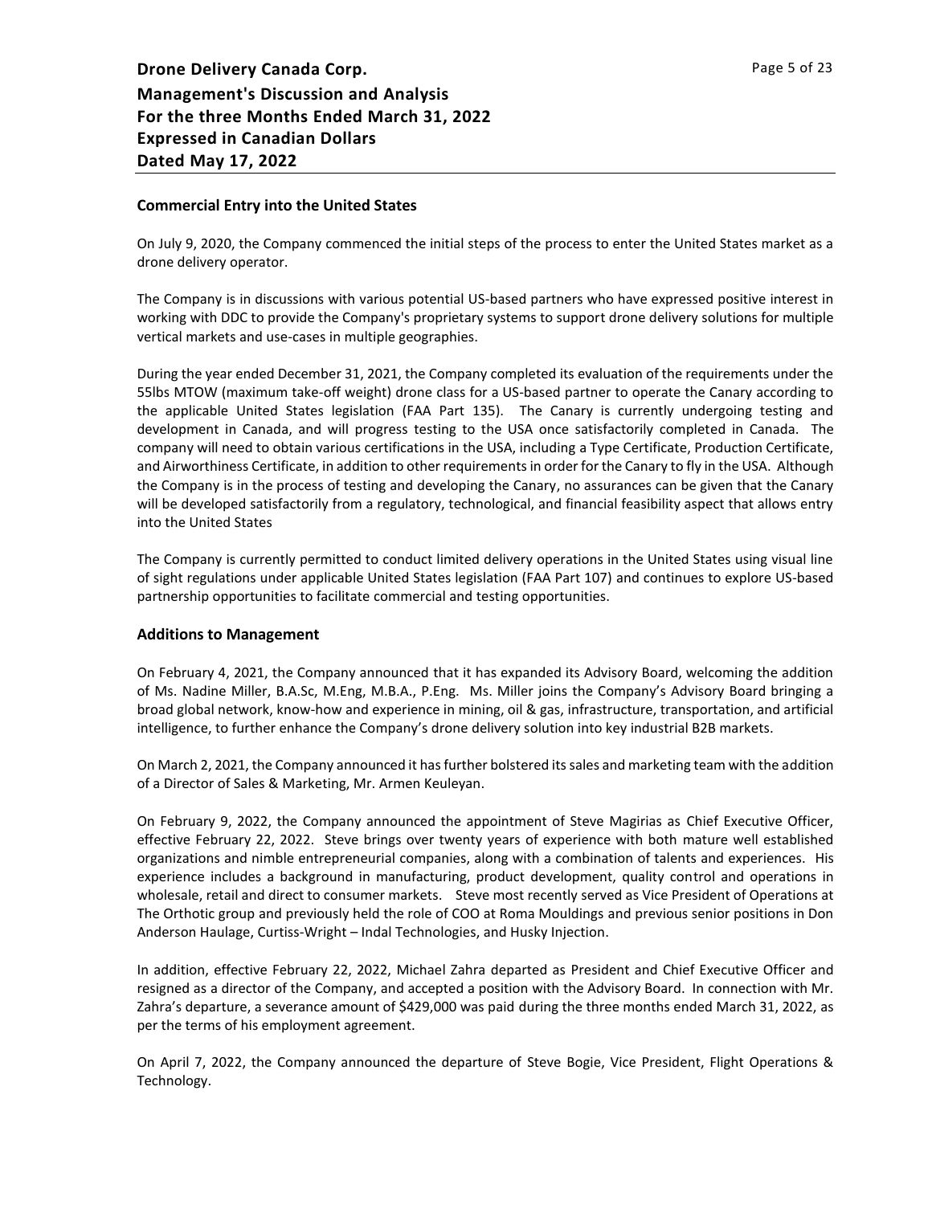### Commercial Entry into the United States

On July 9, 2020, the Company commenced the initial steps of the process to enter the United States market as a drone delivery operator.

The Company is in discussions with various potential US-based partners who have expressed positive interest in working with DDC to provide the Company's proprietary systems to support drone delivery solutions for multiple vertical markets and use-cases in multiple geographies.

During the year ended December 31, 2021, the Company completed its evaluation of the requirements under the 55lbs MTOW (maximum take-off weight) drone class for a US-based partner to operate the Canary according to the applicable United States legislation (FAA Part 135). The Canary is currently undergoing testing and development in Canada, and will progress testing to the USA once satisfactorily completed in Canada. The company will need to obtain various certifications in the USA, including a Type Certificate, Production Certificate, and Airworthiness Certificate, in addition to other requirements in order for the Canary to fly in the USA. Although the Company is in the process of testing and developing the Canary, no assurances can be given that the Canary will be developed satisfactorily from a regulatory, technological, and financial feasibility aspect that allows entry into the United States

The Company is currently permitted to conduct limited delivery operations in the United States using visual line of sight regulations under applicable United States legislation (FAA Part 107) and continues to explore US-based partnership opportunities to facilitate commercial and testing opportunities.

### Additions to Management

On February 4, 2021, the Company announced that it has expanded its Advisory Board, welcoming the addition of Ms. Nadine Miller, B.A.Sc, M.Eng, M.B.A., P.Eng. Ms. Miller joins the Company's Advisory Board bringing a broad global network, know-how and experience in mining, oil & gas, infrastructure, transportation, and artificial intelligence, to further enhance the Company's drone delivery solution into key industrial B2B markets.

On March 2, 2021, the Company announced it has further bolstered its sales and marketing team with the addition of a Director of Sales & Marketing, Mr. Armen Keuleyan.

On February 9, 2022, the Company announced the appointment of Steve Magirias as Chief Executive Officer, effective February 22, 2022. Steve brings over twenty years of experience with both mature well established organizations and nimble entrepreneurial companies, along with a combination of talents and experiences. His experience includes a background in manufacturing, product development, quality control and operations in wholesale, retail and direct to consumer markets. Steve most recently served as Vice President of Operations at The Orthotic group and previously held the role of COO at Roma Mouldings and previous senior positions in Don Anderson Haulage, Curtiss-Wright – Indal Technologies, and Husky Injection.

In addition, effective February 22, 2022, Michael Zahra departed as President and Chief Executive Officer and resigned as a director of the Company, and accepted a position with the Advisory Board. In connection with Mr. Zahra's departure, a severance amount of $429,000 was paid during the three months ended March 31, 2022, as per the terms of his employment agreement.

On April 7, 2022, the Company announced the departure of Steve Bogie, Vice President, Flight Operations & Technology.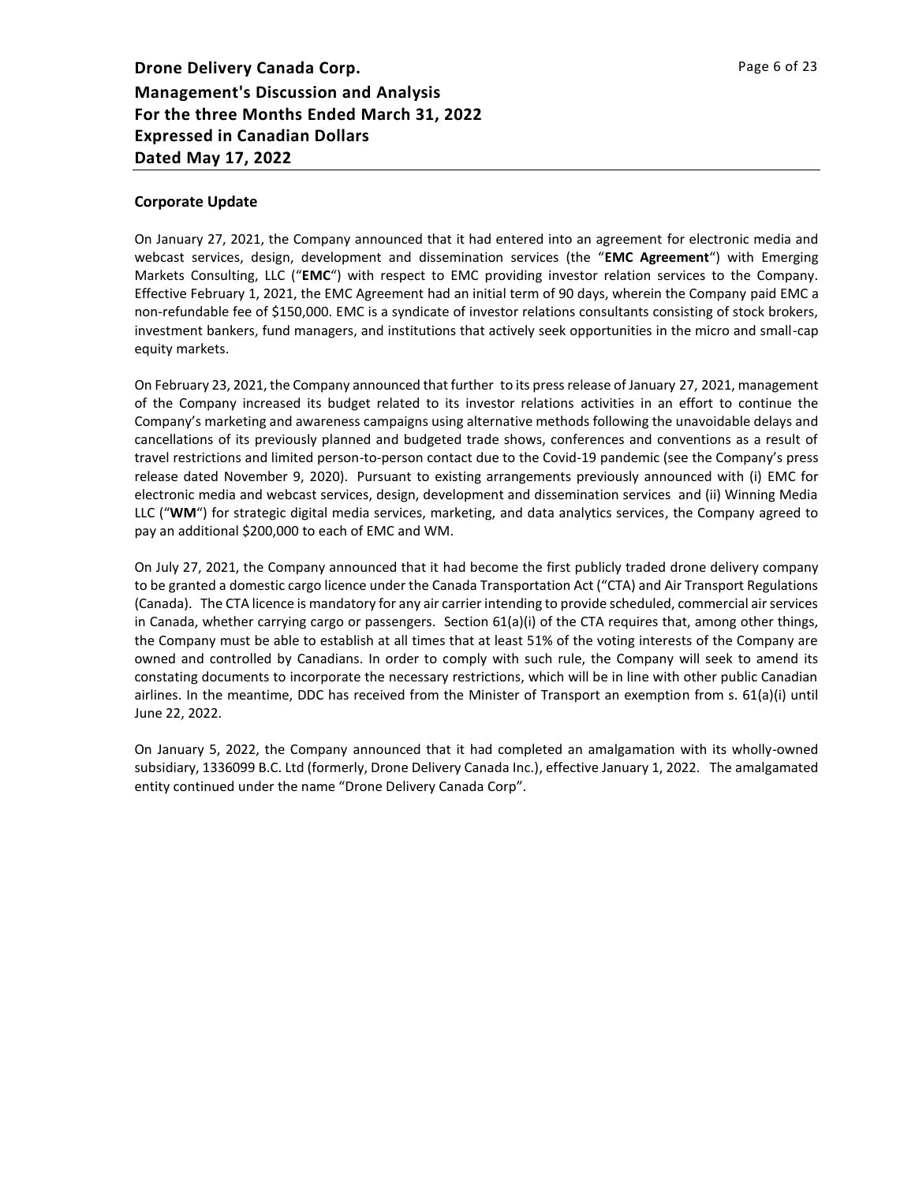## Corporate Update

On January 27, 2021, the Company announced that it had entered into an agreement for electronic media and webcast services, design, development and dissemination services (the "**EMC Agreement**") with Emerging Markets Consulting, LLC ("**EMC**") with respect to EMC providing investor relation services to the Company. Effective February 1, 2021, the EMC Agreement had an initial term of 90 days, wherein the Company paid EMC a non-refundable fee of $150,000. EMC is a syndicate of investor relations consultants consisting of stock brokers, investment bankers, fund managers, and institutions that actively seek opportunities in the micro and small-cap equity markets.

On February 23, 2021, the Company announced that further to its press release of January 27, 2021, management of the Company increased its budget related to its investor relations activities in an effort to continue the Company's marketing and awareness campaigns using alternative methods following the unavoidable delays and cancellations of its previously planned and budgeted trade shows, conferences and conventions as a result of travel restrictions and limited person-to-person contact due to the Covid-19 pandemic (see the Company's press release dated November 9, 2020). Pursuant to existing arrangements previously announced with (i) EMC for electronic media and webcast services, design, development and dissemination services and (ii) Winning Media LLC ("**WM**") for strategic digital media services, marketing, and data analytics services, the Company agreed to pay an additional $200,000 to each of EMC and WM.

On July 27, 2021, the Company announced that it had become the first publicly traded drone delivery company to be granted a domestic cargo licence under the Canada Transportation Act ("CTA") and Air Transport Regulations (Canada). The CTA licence is mandatory for any air carrier intending to provide scheduled, commercial air services in Canada, whether carrying cargo or passengers. Section 61(a)(i) of the CTA requires that, among other things, the Company must be able to establish at all times that at least 51% of the voting interests of the Company are owned and controlled by Canadians. In order to comply with such rule, the Company will seek to amend its constating documents to incorporate the necessary restrictions, which will be in line with other public Canadian airlines. In the meantime, DDC has received from the Minister of Transport an exemption from s. 61(a)(i) until June 22, 2022.

On January 5, 2022, the Company announced that it had completed an amalgamation with its wholly-owned subsidiary, 1336099 B.C. Ltd (formerly, Drone Delivery Canada Inc.), effective January 1, 2022. The amalgamated entity continued under the name "Drone Delivery Canada Corp".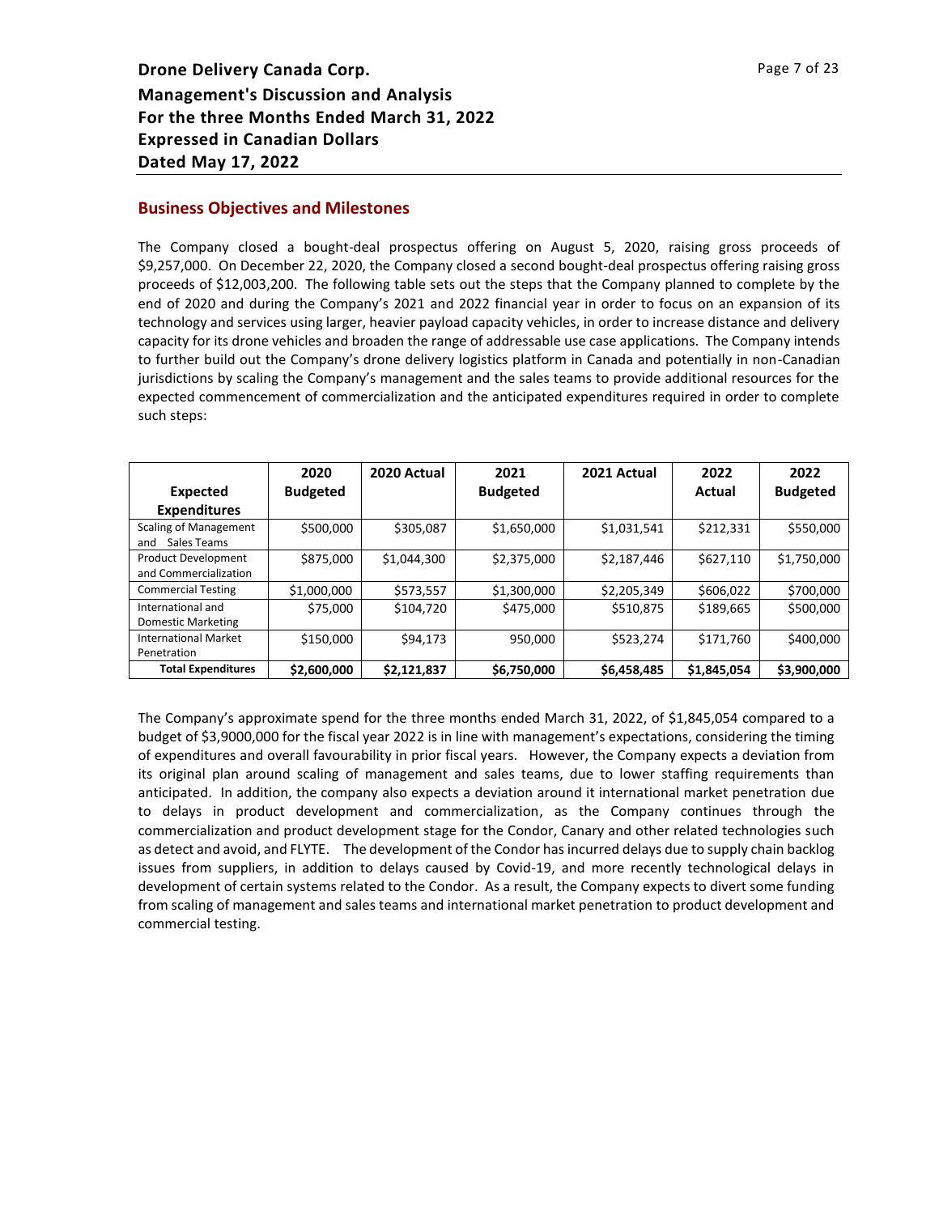## Business Objectives and Milestones

The Company closed a bought-deal prospectus offering on August 5, 2020, raising gross proceeds of \$9,257,000. On December 22, 2020, the Company closed a second bought-deal prospectus offering raising gross proceeds of \$12,003,200. The following table sets out the steps that the Company planned to complete by the end of 2020 and during the Company's 2021 and 2022 financial year in order to focus on an expansion of its technology and services using larger, heavier payload capacity vehicles, in order to increase distance and delivery capacity for its drone vehicles and broaden the range of addressable use case applications. The Company intends to further build out the Company's drone delivery logistics platform in Canada and potentially in non-Canadian jurisdictions by scaling the Company's management and the sales teams to provide additional resources for the expected commencement of commercialization and the anticipated expenditures required in order to complete such steps:

| Expected Expenditures | 2020 Budgeted | 2020 Actual | 2021 Budgeted | 2021 Actual | 2022 Actual | 2022 Budgeted |
|---|---|---|---|---|---|---|
| Scaling of Management and Sales Teams | \$500,000 | \$305,087 | \$1,650,000 | \$1,031,541 | \$212,331 | \$550,000 |
| Product Development and Commercialization | \$875,000 | \$1,044,300 | \$2,375,000 | \$2,187,446 | \$627,110 | \$1,750,000 |
| Commercial Testing | \$1,000,000 | \$573,557 | \$1,300,000 | \$2,205,349 | \$606,022 | \$700,000 |
| International and Domestic Marketing | \$75,000 | \$104,720 | \$475,000 | \$510,875 | \$189,665 | \$500,000 |
| International Market Penetration | \$150,000 | \$94,173 | 950,000 | \$523,274 | \$171,760 | \$400,000 |
| **Total Expenditures** | **\$2,600,000** | **\$2,121,837** | **\$6,750,000** | **\$6,458,485** | **\$1,845,054** | **\$3,900,000** |

The Company's approximate spend for the three months ended March 31, 2022, of \$1,845,054 compared to a budget of \$3,9000,000 for the fiscal year 2022 is in line with management's expectations, considering the timing of expenditures and overall favourability in prior fiscal years. However, the Company expects a deviation from its original plan around scaling of management and sales teams, due to lower staffing requirements than anticipated. In addition, the company also expects a deviation around it international market penetration due to delays in product development and commercialization, as the Company continues through the commercialization and product development stage for the Condor, Canary and other related technologies such as detect and avoid, and FLYTE. The development of the Condor has incurred delays due to supply chain backlog issues from suppliers, in addition to delays caused by Covid-19, and more recently technological delays in development of certain systems related to the Condor. As a result, the Company expects to divert some funding from scaling of management and sales teams and international market penetration to product development and commercial testing.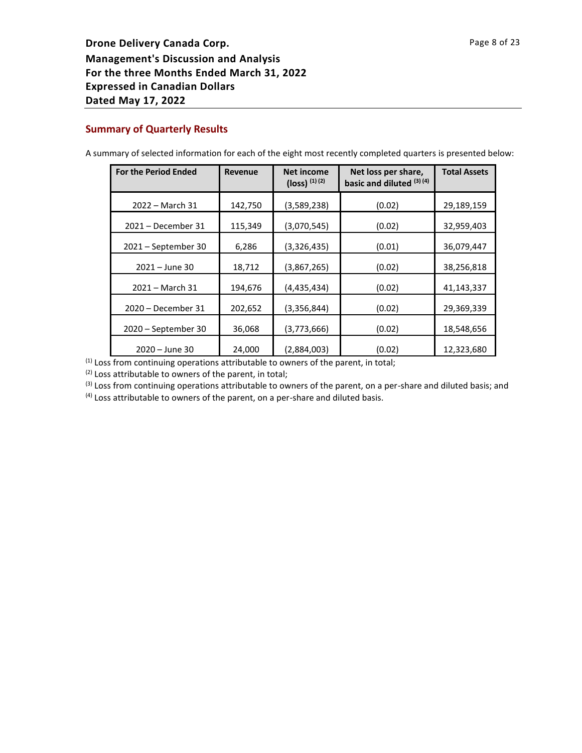## Summary of Quarterly Results

A summary of selected information for each of the eight most recently completed quarters is presented below:

| For the Period Ended | Revenue | Net income (loss) [(1)] [(2)] | Net loss per share, basic and diluted [(3)] [(4)] | Total Assets |
|---|---|---|---|---|
| 2022 – March 31 | 142,750 | (3,589,238) | (0.02) | 29,189,159 |
| 2021 – December 31 | 115,349 | (3,070,545) | (0.02) | 32,959,403 |
| 2021 – September 30 | 6,286 | (3,326,435) | (0.01) | 36,079,447 |
| 2021 – June 30 | 18,712 | (3,867,265) | (0.02) | 38,256,818 |
| 2021 – March 31 | 194,676 | (4,435,434) | (0.02) | 41,143,337 |
| 2020 – December 31 | 202,652 | (3,356,844) | (0.02) | 29,369,339 |
| 2020 – September 30 | 36,068 | (3,773,666) | (0.02) | 18,548,656 |
| 2020 – June 30 | 24,000 | (2,884,003) | (0.02) | 12,323,680 |

(1) Loss from continuing operations attributable to owners of the parent, in total;
(2) Loss attributable to owners of the parent, in total;
(3) Loss from continuing operations attributable to owners of the parent, on a per-share and diluted basis; and
(4) Loss attributable to owners of the parent, on a per-share and diluted basis.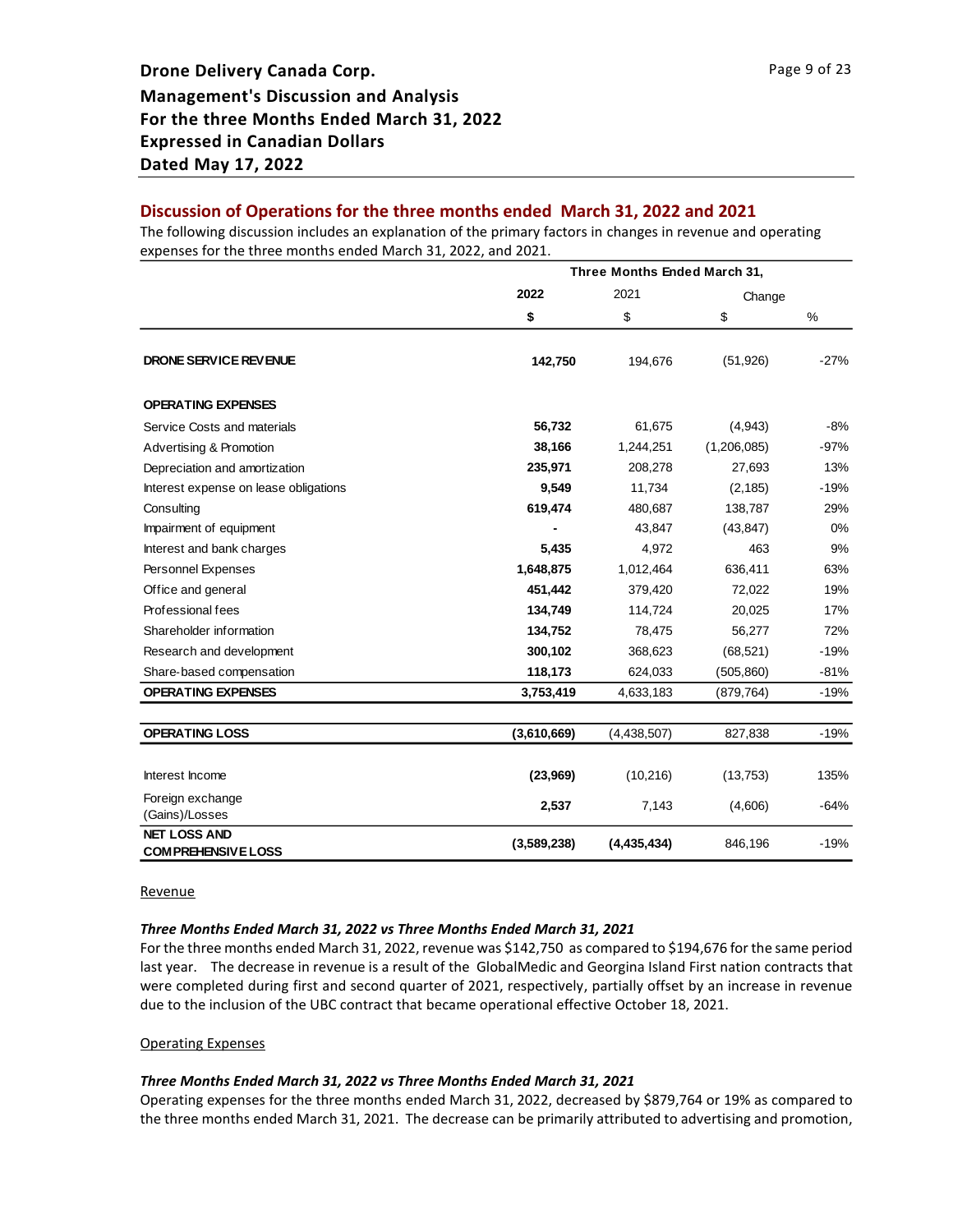**Drone Delivery Canada Corp.**
**Management's Discussion and Analysis**
**For the three Months Ended March 31, 2022**
**Expressed in Canadian Dollars**
**Dated May 17, 2022**

## Discussion of Operations for the three months ended March 31, 2022 and 2021

The following discussion includes an explanation of the primary factors in changes in revenue and operating expenses for the three months ended March 31, 2022, and 2021.

| | Three Months Ended March 31, | | | |
|---|---|---|---|---|
| | **2022** | 2021 | Change | |
| | **$** | $ | $ | % |
| **DRONE SERVICE REVENUE** | **142,750** | 194,676 | (51,926) | -27% |
| **OPERATING EXPENSES** | | | | |
| Service Costs and materials | **56,732** | 61,675 | (4,943) | -8% |
| Advertising & Promotion | **38,166** | 1,244,251 | (1,206,085) | -97% |
| Depreciation and amortization | **235,971** | 208,278 | 27,693 | 13% |
| Interest expense on lease obligations | **9,549** | 11,734 | (2,185) | -19% |
| Consulting | **619,474** | 480,687 | 138,787 | 29% |
| Impairment of equipment | **-** | 43,847 | (43,847) | 0% |
| Interest and bank charges | **5,435** | 4,972 | 463 | 9% |
| Personnel Expenses | **1,648,875** | 1,012,464 | 636,411 | 63% |
| Office and general | **451,442** | 379,420 | 72,022 | 19% |
| Professional fees | **134,749** | 114,724 | 20,025 | 17% |
| Shareholder information | **134,752** | 78,475 | 56,277 | 72% |
| Research and development | **300,102** | 368,623 | (68,521) | -19% |
| Share-based compensation | **118,173** | 624,033 | (505,860) | -81% |
| **OPERATING EXPENSES** | **3,753,419** | 4,633,183 | (879,764) | -19% |
| **OPERATING LOSS** | **(3,610,669)** | (4,438,507) | 827,838 | -19% |
| Interest Income | **(23,969)** | (10,216) | (13,753) | 135% |
| Foreign exchange (Gains)/Losses | **2,537** | 7,143 | (4,606) | -64% |
| **NET LOSS AND COMPREHENSIVE LOSS** | **(3,589,238)** | **(4,435,434)** | 846,196 | -19% |

Revenue

***Three Months Ended March 31, 2022 vs Three Months Ended March 31, 2021***

For the three months ended March 31, 2022, revenue was $142,750 as compared to $194,676 for the same period last year. The decrease in revenue is a result of the GlobalMedic and Georgina Island First nation contracts that were completed during first and second quarter of 2021, respectively, partially offset by an increase in revenue due to the inclusion of the UBC contract that became operational effective October 18, 2021.

Operating Expenses

***Three Months Ended March 31, 2022 vs Three Months Ended March 31, 2021***

Operating expenses for the three months ended March 31, 2022, decreased by $879,764 or 19% as compared to the three months ended March 31, 2021. The decrease can be primarily attributed to advertising and promotion,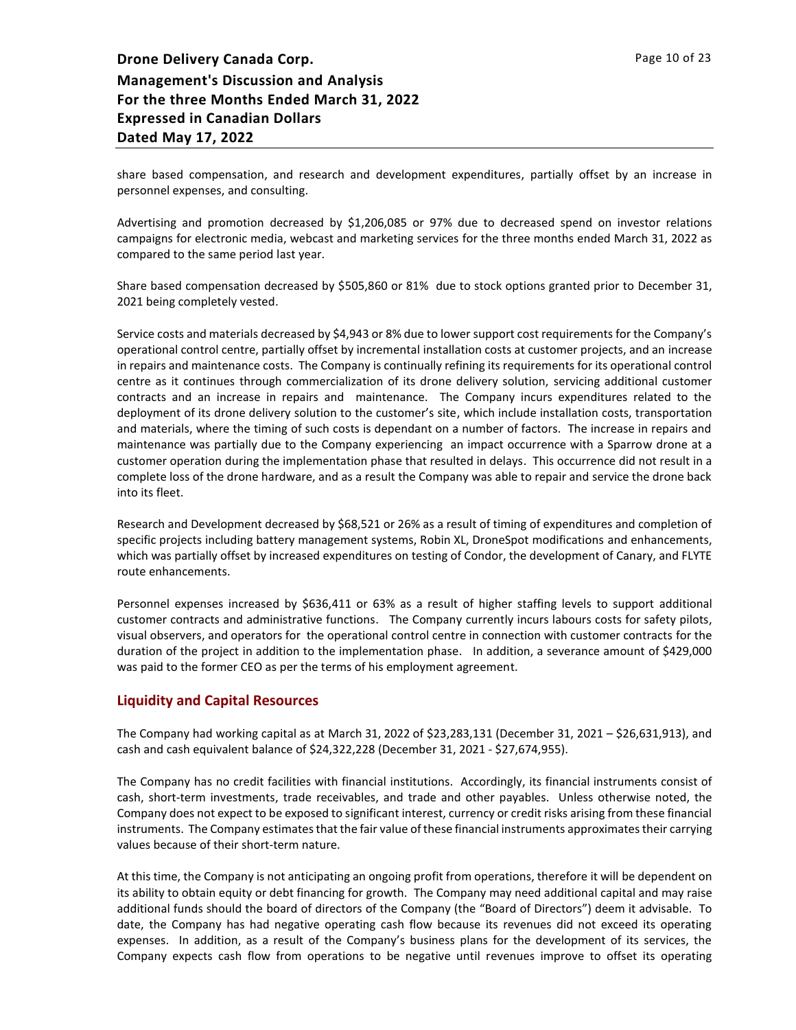share based compensation, and research and development expenditures, partially offset by an increase in personnel expenses, and consulting.

Advertising and promotion decreased by $1,206,085 or 97% due to decreased spend on investor relations campaigns for electronic media, webcast and marketing services for the three months ended March 31, 2022 as compared to the same period last year.

Share based compensation decreased by $505,860 or 81% due to stock options granted prior to December 31, 2021 being completely vested.

Service costs and materials decreased by $4,943 or 8% due to lower support cost requirements for the Company's operational control centre, partially offset by incremental installation costs at customer projects, and an increase in repairs and maintenance costs. The Company is continually refining its requirements for its operational control centre as it continues through commercialization of its drone delivery solution, servicing additional customer contracts and an increase in repairs and maintenance. The Company incurs expenditures related to the deployment of its drone delivery solution to the customer's site, which include installation costs, transportation and materials, where the timing of such costs is dependant on a number of factors. The increase in repairs and maintenance was partially due to the Company experiencing an impact occurrence with a Sparrow drone at a customer operation during the implementation phase that resulted in delays. This occurrence did not result in a complete loss of the drone hardware, and as a result the Company was able to repair and service the drone back into its fleet.

Research and Development decreased by $68,521 or 26% as a result of timing of expenditures and completion of specific projects including battery management systems, Robin XL, DroneSpot modifications and enhancements, which was partially offset by increased expenditures on testing of Condor, the development of Canary, and FLYTE route enhancements.

Personnel expenses increased by $636,411 or 63% as a result of higher staffing levels to support additional customer contracts and administrative functions. The Company currently incurs labours costs for safety pilots, visual observers, and operators for the operational control centre in connection with customer contracts for the duration of the project in addition to the implementation phase. In addition, a severance amount of $429,000 was paid to the former CEO as per the terms of his employment agreement.

## Liquidity and Capital Resources

The Company had working capital as at March 31, 2022 of $23,283,131 (December 31, 2021 – $26,631,913), and cash and cash equivalent balance of $24,322,228 (December 31, 2021 - $27,674,955).

The Company has no credit facilities with financial institutions. Accordingly, its financial instruments consist of cash, short-term investments, trade receivables, and trade and other payables. Unless otherwise noted, the Company does not expect to be exposed to significant interest, currency or credit risks arising from these financial instruments. The Company estimates that the fair value of these financial instruments approximates their carrying values because of their short-term nature.

At this time, the Company is not anticipating an ongoing profit from operations, therefore it will be dependent on its ability to obtain equity or debt financing for growth. The Company may need additional capital and may raise additional funds should the board of directors of the Company (the "Board of Directors") deem it advisable. To date, the Company has had negative operating cash flow because its revenues did not exceed its operating expenses. In addition, as a result of the Company's business plans for the development of its services, the Company expects cash flow from operations to be negative until revenues improve to offset its operating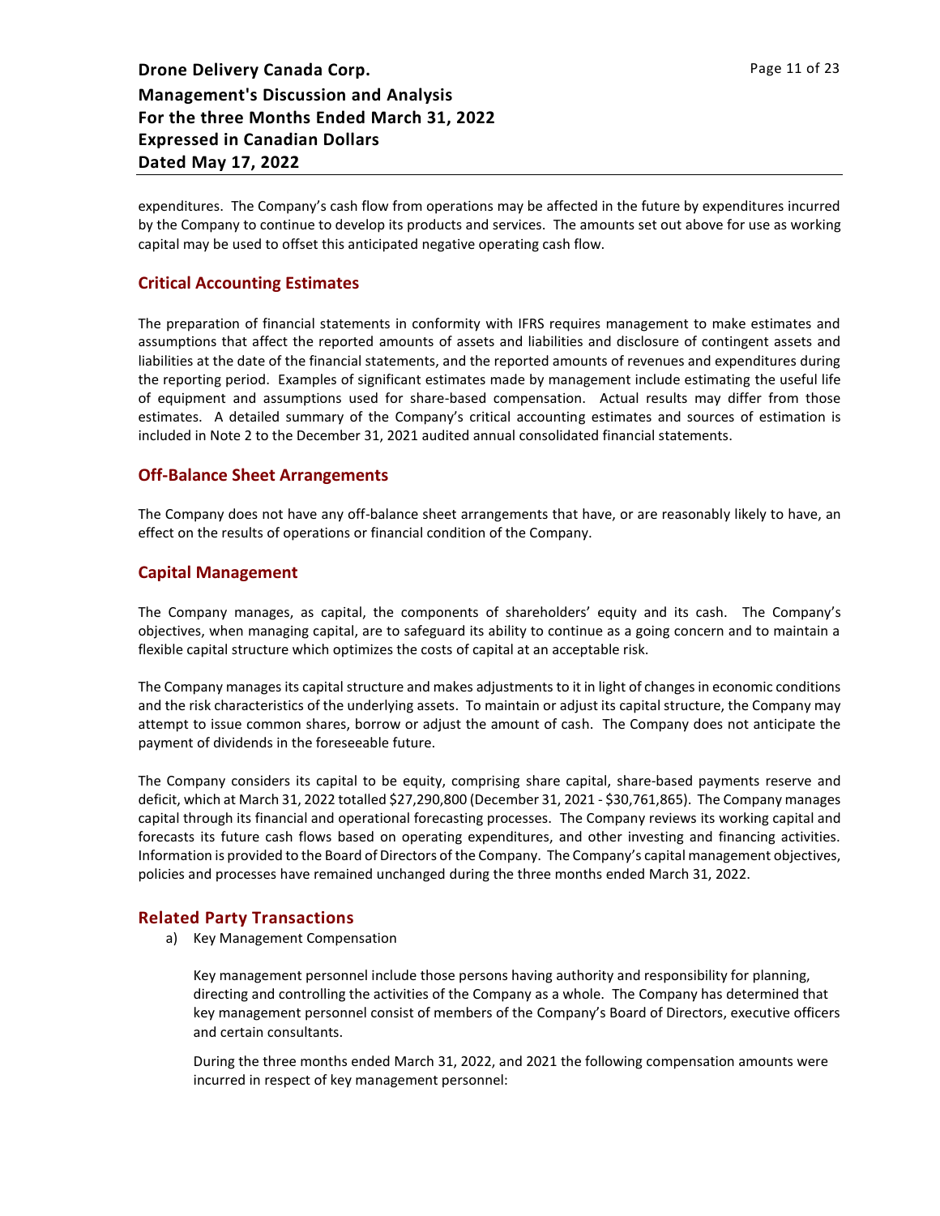expenditures. The Company's cash flow from operations may be affected in the future by expenditures incurred by the Company to continue to develop its products and services. The amounts set out above for use as working capital may be used to offset this anticipated negative operating cash flow.

## Critical Accounting Estimates

The preparation of financial statements in conformity with IFRS requires management to make estimates and assumptions that affect the reported amounts of assets and liabilities and disclosure of contingent assets and liabilities at the date of the financial statements, and the reported amounts of revenues and expenditures during the reporting period. Examples of significant estimates made by management include estimating the useful life of equipment and assumptions used for share-based compensation. Actual results may differ from those estimates. A detailed summary of the Company's critical accounting estimates and sources of estimation is included in Note 2 to the December 31, 2021 audited annual consolidated financial statements.

## Off-Balance Sheet Arrangements

The Company does not have any off-balance sheet arrangements that have, or are reasonably likely to have, an effect on the results of operations or financial condition of the Company.

## Capital Management

The Company manages, as capital, the components of shareholders' equity and its cash. The Company's objectives, when managing capital, are to safeguard its ability to continue as a going concern and to maintain a flexible capital structure which optimizes the costs of capital at an acceptable risk.

The Company manages its capital structure and makes adjustments to it in light of changes in economic conditions and the risk characteristics of the underlying assets. To maintain or adjust its capital structure, the Company may attempt to issue common shares, borrow or adjust the amount of cash. The Company does not anticipate the payment of dividends in the foreseeable future.

The Company considers its capital to be equity, comprising share capital, share-based payments reserve and deficit, which at March 31, 2022 totalled $27,290,800 (December 31, 2021 - $30,761,865). The Company manages capital through its financial and operational forecasting processes. The Company reviews its working capital and forecasts its future cash flows based on operating expenditures, and other investing and financing activities. Information is provided to the Board of Directors of the Company. The Company's capital management objectives, policies and processes have remained unchanged during the three months ended March 31, 2022.

## Related Party Transactions

a) Key Management Compensation

Key management personnel include those persons having authority and responsibility for planning, directing and controlling the activities of the Company as a whole. The Company has determined that key management personnel consist of members of the Company's Board of Directors, executive officers and certain consultants.

During the three months ended March 31, 2022, and 2021 the following compensation amounts were incurred in respect of key management personnel: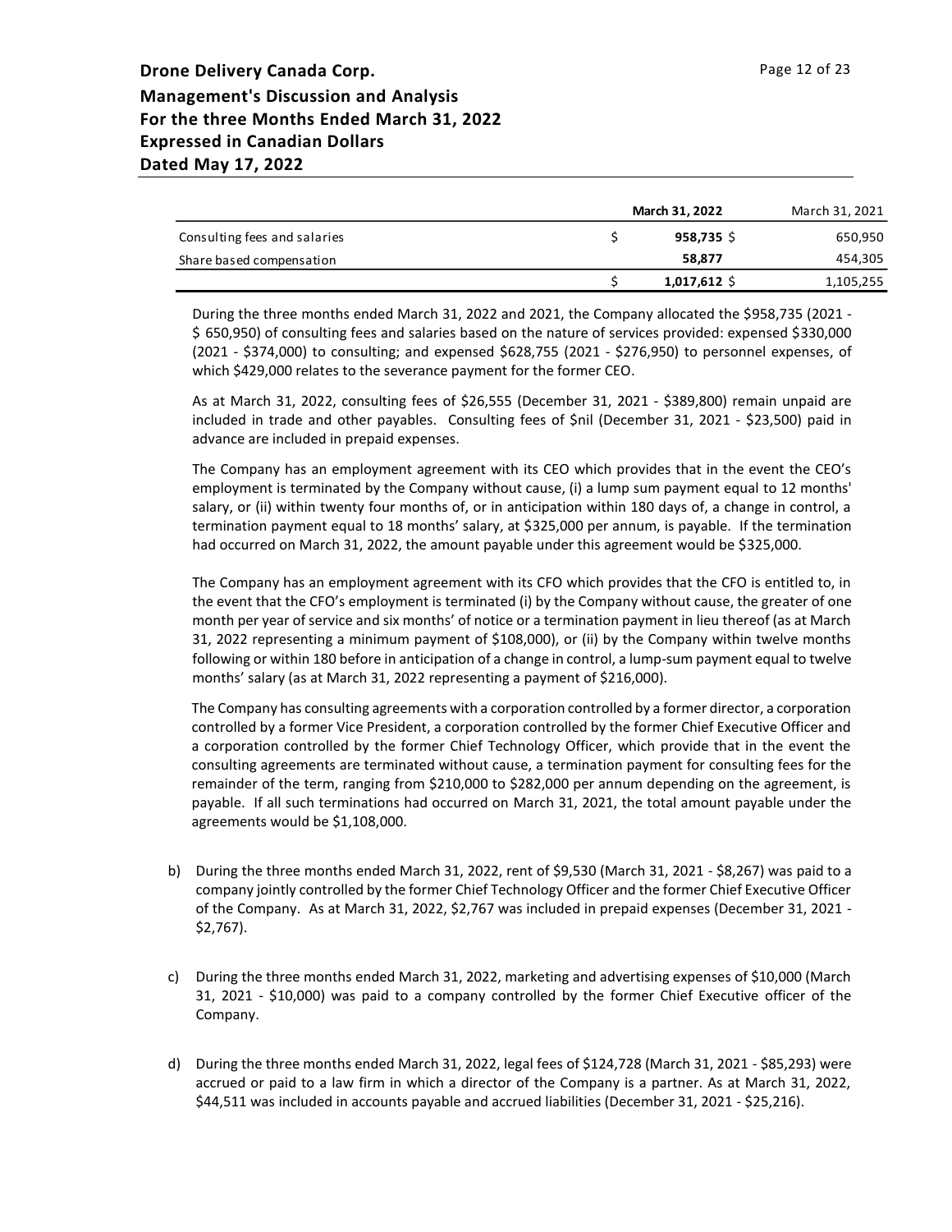|  | March 31, 2022 | March 31, 2021 |
|---|---|---|
| Consulting fees and salaries | $ 958,735 | $ 650,950 |
| Share based compensation | 58,877 | 454,305 |
|  | $ 1,017,612 | $ 1,105,255 |

During the three months ended March 31, 2022 and 2021, the Company allocated the $958,735 (2021 - $ 650,950) of consulting fees and salaries based on the nature of services provided: expensed $330,000 (2021 - $374,000) to consulting; and expensed $628,755 (2021 - $276,950) to personnel expenses, of which $429,000 relates to the severance payment for the former CEO.

As at March 31, 2022, consulting fees of $26,555 (December 31, 2021 - $389,800) remain unpaid are included in trade and other payables. Consulting fees of $nil (December 31, 2021 - $23,500) paid in advance are included in prepaid expenses.

The Company has an employment agreement with its CEO which provides that in the event the CEO's employment is terminated by the Company without cause, (i) a lump sum payment equal to 12 months' salary, or (ii) within twenty four months of, or in anticipation within 180 days of, a change in control, a termination payment equal to 18 months' salary, at $325,000 per annum, is payable. If the termination had occurred on March 31, 2022, the amount payable under this agreement would be $325,000.

The Company has an employment agreement with its CFO which provides that the CFO is entitled to, in the event that the CFO's employment is terminated (i) by the Company without cause, the greater of one month per year of service and six months' of notice or a termination payment in lieu thereof (as at March 31, 2022 representing a minimum payment of $108,000), or (ii) by the Company within twelve months following or within 180 before in anticipation of a change in control, a lump-sum payment equal to twelve months' salary (as at March 31, 2022 representing a payment of $216,000).

The Company has consulting agreements with a corporation controlled by a former director, a corporation controlled by a former Vice President, a corporation controlled by the former Chief Executive Officer and a corporation controlled by the former Chief Technology Officer, which provide that in the event the consulting agreements are terminated without cause, a termination payment for consulting fees for the remainder of the term, ranging from $210,000 to $282,000 per annum depending on the agreement, is payable. If all such terminations had occurred on March 31, 2021, the total amount payable under the agreements would be $1,108,000.

b) During the three months ended March 31, 2022, rent of $9,530 (March 31, 2021 - $8,267) was paid to a company jointly controlled by the former Chief Technology Officer and the former Chief Executive Officer of the Company. As at March 31, 2022, $2,767 was included in prepaid expenses (December 31, 2021 - $2,767).

c) During the three months ended March 31, 2022, marketing and advertising expenses of $10,000 (March 31, 2021 - $10,000) was paid to a company controlled by the former Chief Executive officer of the Company.

d) During the three months ended March 31, 2022, legal fees of $124,728 (March 31, 2021 - $85,293) were accrued or paid to a law firm in which a director of the Company is a partner. As at March 31, 2022, $44,511 was included in accounts payable and accrued liabilities (December 31, 2021 - $25,216).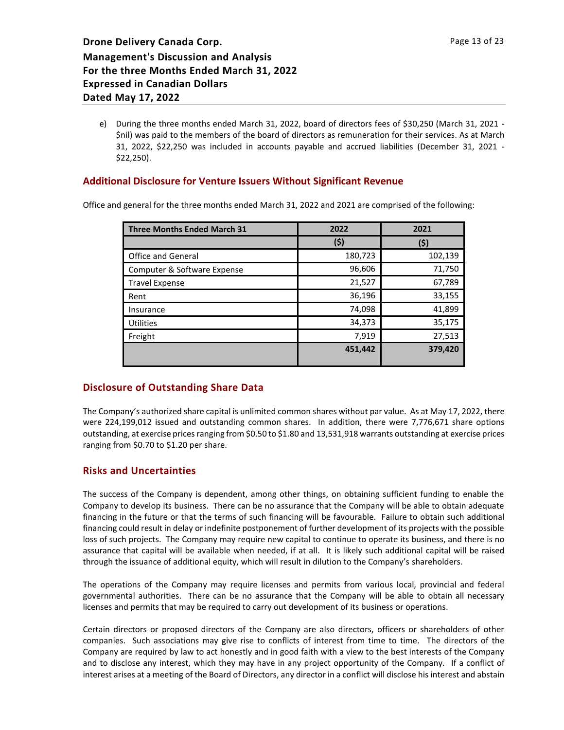e) During the three months ended March 31, 2022, board of directors fees of $30,250 (March 31, 2021 - $nil) was paid to the members of the board of directors as remuneration for their services. As at March 31, 2022, $22,250 was included in accounts payable and accrued liabilities (December 31, 2021 - $22,250).

## Additional Disclosure for Venture Issuers Without Significant Revenue

Office and general for the three months ended March 31, 2022 and 2021 are comprised of the following:

| Three Months Ended March 31 | 2022 | 2021 |
|---|---|---|
| | ($) | ($) |
| Office and General | 180,723 | 102,139 |
| Computer & Software Expense | 96,606 | 71,750 |
| Travel Expense | 21,527 | 67,789 |
| Rent | 36,196 | 33,155 |
| Insurance | 74,098 | 41,899 |
| Utilities | 34,373 | 35,175 |
| Freight | 7,919 | 27,513 |
| | **451,442** | **379,420** |

## Disclosure of Outstanding Share Data

The Company's authorized share capital is unlimited common shares without par value. As at May 17, 2022, there were 224,199,012 issued and outstanding common shares. In addition, there were 7,776,671 share options outstanding, at exercise prices ranging from $0.50 to $1.80 and 13,531,918 warrants outstanding at exercise prices ranging from $0.70 to $1.20 per share.

## Risks and Uncertainties

The success of the Company is dependent, among other things, on obtaining sufficient funding to enable the Company to develop its business. There can be no assurance that the Company will be able to obtain adequate financing in the future or that the terms of such financing will be favourable. Failure to obtain such additional financing could result in delay or indefinite postponement of further development of its projects with the possible loss of such projects. The Company may require new capital to continue to operate its business, and there is no assurance that capital will be available when needed, if at all. It is likely such additional capital will be raised through the issuance of additional equity, which will result in dilution to the Company's shareholders.

The operations of the Company may require licenses and permits from various local, provincial and federal governmental authorities. There can be no assurance that the Company will be able to obtain all necessary licenses and permits that may be required to carry out development of its business or operations.

Certain directors or proposed directors of the Company are also directors, officers or shareholders of other companies. Such associations may give rise to conflicts of interest from time to time. The directors of the Company are required by law to act honestly and in good faith with a view to the best interests of the Company and to disclose any interest, which they may have in any project opportunity of the Company. If a conflict of interest arises at a meeting of the Board of Directors, any director in a conflict will disclose his interest and abstain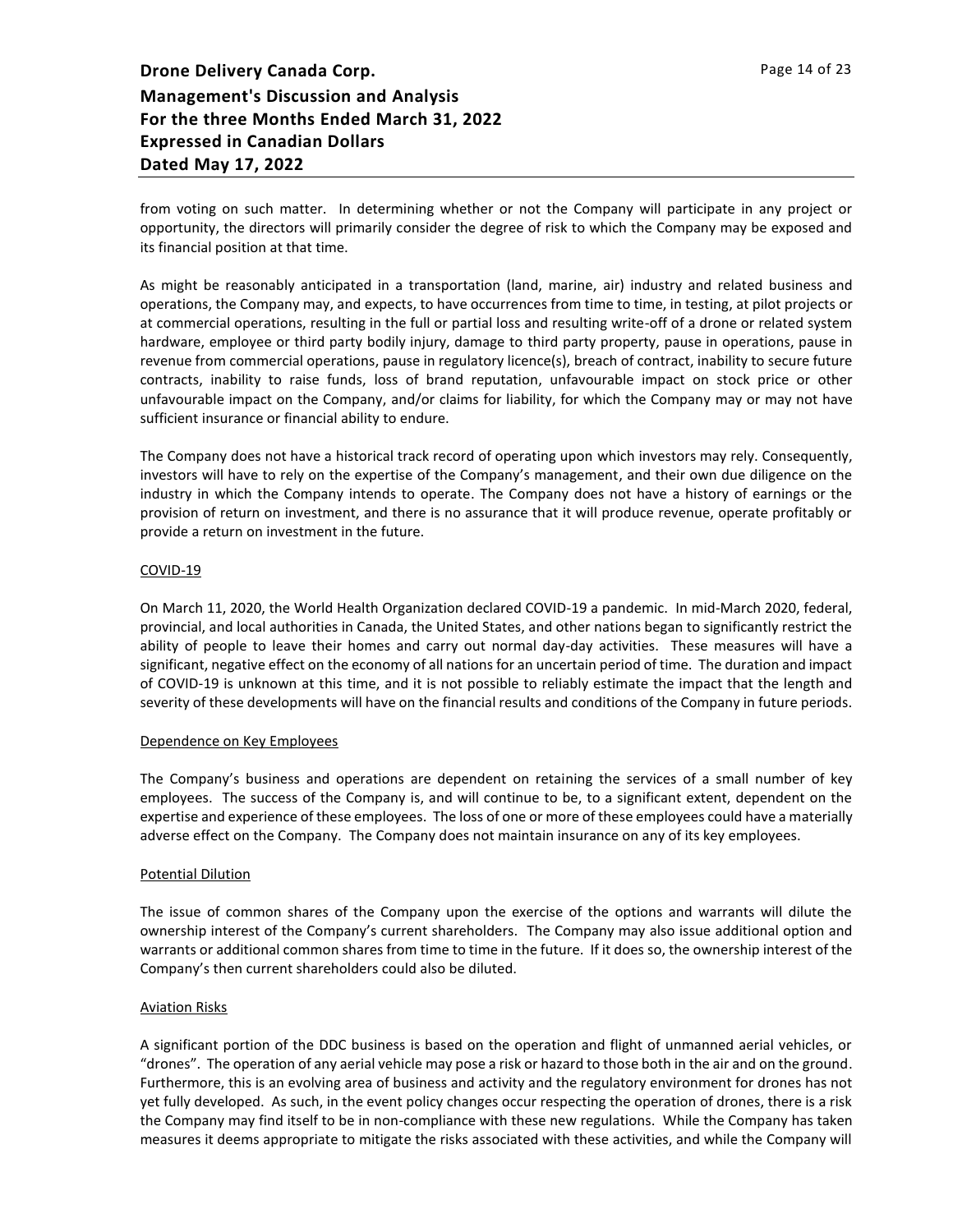from voting on such matter. In determining whether or not the Company will participate in any project or opportunity, the directors will primarily consider the degree of risk to which the Company may be exposed and its financial position at that time.

As might be reasonably anticipated in a transportation (land, marine, air) industry and related business and operations, the Company may, and expects, to have occurrences from time to time, in testing, at pilot projects or at commercial operations, resulting in the full or partial loss and resulting write-off of a drone or related system hardware, employee or third party bodily injury, damage to third party property, pause in operations, pause in revenue from commercial operations, pause in regulatory licence(s), breach of contract, inability to secure future contracts, inability to raise funds, loss of brand reputation, unfavourable impact on stock price or other unfavourable impact on the Company, and/or claims for liability, for which the Company may or may not have sufficient insurance or financial ability to endure.

The Company does not have a historical track record of operating upon which investors may rely. Consequently, investors will have to rely on the expertise of the Company's management, and their own due diligence on the industry in which the Company intends to operate. The Company does not have a history of earnings or the provision of return on investment, and there is no assurance that it will produce revenue, operate profitably or provide a return on investment in the future.

<u>COVID-19</u>

On March 11, 2020, the World Health Organization declared COVID-19 a pandemic. In mid-March 2020, federal, provincial, and local authorities in Canada, the United States, and other nations began to significantly restrict the ability of people to leave their homes and carry out normal day-day activities. These measures will have a significant, negative effect on the economy of all nations for an uncertain period of time. The duration and impact of COVID-19 is unknown at this time, and it is not possible to reliably estimate the impact that the length and severity of these developments will have on the financial results and conditions of the Company in future periods.

<u>Dependence on Key Employees</u>

The Company's business and operations are dependent on retaining the services of a small number of key employees. The success of the Company is, and will continue to be, to a significant extent, dependent on the expertise and experience of these employees. The loss of one or more of these employees could have a materially adverse effect on the Company. The Company does not maintain insurance on any of its key employees.

<u>Potential Dilution</u>

The issue of common shares of the Company upon the exercise of the options and warrants will dilute the ownership interest of the Company's current shareholders. The Company may also issue additional option and warrants or additional common shares from time to time in the future. If it does so, the ownership interest of the Company's then current shareholders could also be diluted.

<u>Aviation Risks</u>

A significant portion of the DDC business is based on the operation and flight of unmanned aerial vehicles, or "drones". The operation of any aerial vehicle may pose a risk or hazard to those both in the air and on the ground. Furthermore, this is an evolving area of business and activity and the regulatory environment for drones has not yet fully developed. As such, in the event policy changes occur respecting the operation of drones, there is a risk the Company may find itself to be in non-compliance with these new regulations. While the Company has taken measures it deems appropriate to mitigate the risks associated with these activities, and while the Company will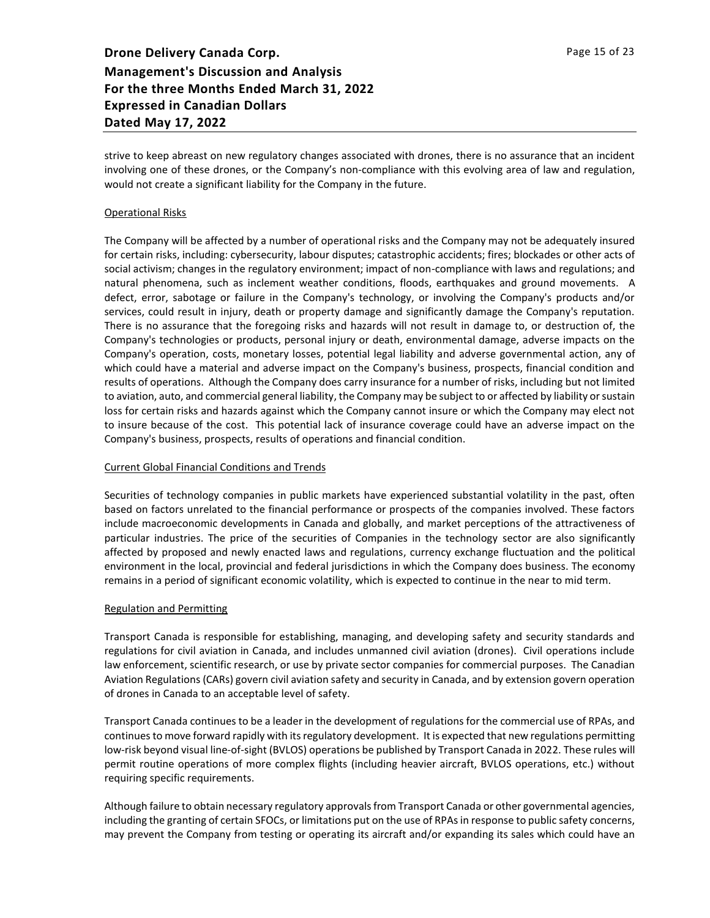strive to keep abreast on new regulatory changes associated with drones, there is no assurance that an incident involving one of these drones, or the Company's non-compliance with this evolving area of law and regulation, would not create a significant liability for the Company in the future.

Operational Risks

The Company will be affected by a number of operational risks and the Company may not be adequately insured for certain risks, including: cybersecurity, labour disputes; catastrophic accidents; fires; blockades or other acts of social activism; changes in the regulatory environment; impact of non-compliance with laws and regulations; and natural phenomena, such as inclement weather conditions, floods, earthquakes and ground movements. A defect, error, sabotage or failure in the Company's technology, or involving the Company's products and/or services, could result in injury, death or property damage and significantly damage the Company's reputation. There is no assurance that the foregoing risks and hazards will not result in damage to, or destruction of, the Company's technologies or products, personal injury or death, environmental damage, adverse impacts on the Company's operation, costs, monetary losses, potential legal liability and adverse governmental action, any of which could have a material and adverse impact on the Company's business, prospects, financial condition and results of operations. Although the Company does carry insurance for a number of risks, including but not limited to aviation, auto, and commercial general liability, the Company may be subject to or affected by liability or sustain loss for certain risks and hazards against which the Company cannot insure or which the Company may elect not to insure because of the cost. This potential lack of insurance coverage could have an adverse impact on the Company's business, prospects, results of operations and financial condition.

Current Global Financial Conditions and Trends

Securities of technology companies in public markets have experienced substantial volatility in the past, often based on factors unrelated to the financial performance or prospects of the companies involved. These factors include macroeconomic developments in Canada and globally, and market perceptions of the attractiveness of particular industries. The price of the securities of Companies in the technology sector are also significantly affected by proposed and newly enacted laws and regulations, currency exchange fluctuation and the political environment in the local, provincial and federal jurisdictions in which the Company does business. The economy remains in a period of significant economic volatility, which is expected to continue in the near to mid term.

Regulation and Permitting

Transport Canada is responsible for establishing, managing, and developing safety and security standards and regulations for civil aviation in Canada, and includes unmanned civil aviation (drones). Civil operations include law enforcement, scientific research, or use by private sector companies for commercial purposes. The Canadian Aviation Regulations (CARs) govern civil aviation safety and security in Canada, and by extension govern operation of drones in Canada to an acceptable level of safety.

Transport Canada continues to be a leader in the development of regulations for the commercial use of RPAs, and continues to move forward rapidly with its regulatory development. It is expected that new regulations permitting low-risk beyond visual line-of-sight (BVLOS) operations be published by Transport Canada in 2022. These rules will permit routine operations of more complex flights (including heavier aircraft, BVLOS operations, etc.) without requiring specific requirements.

Although failure to obtain necessary regulatory approvals from Transport Canada or other governmental agencies, including the granting of certain SFOCs, or limitations put on the use of RPAs in response to public safety concerns, may prevent the Company from testing or operating its aircraft and/or expanding its sales which could have an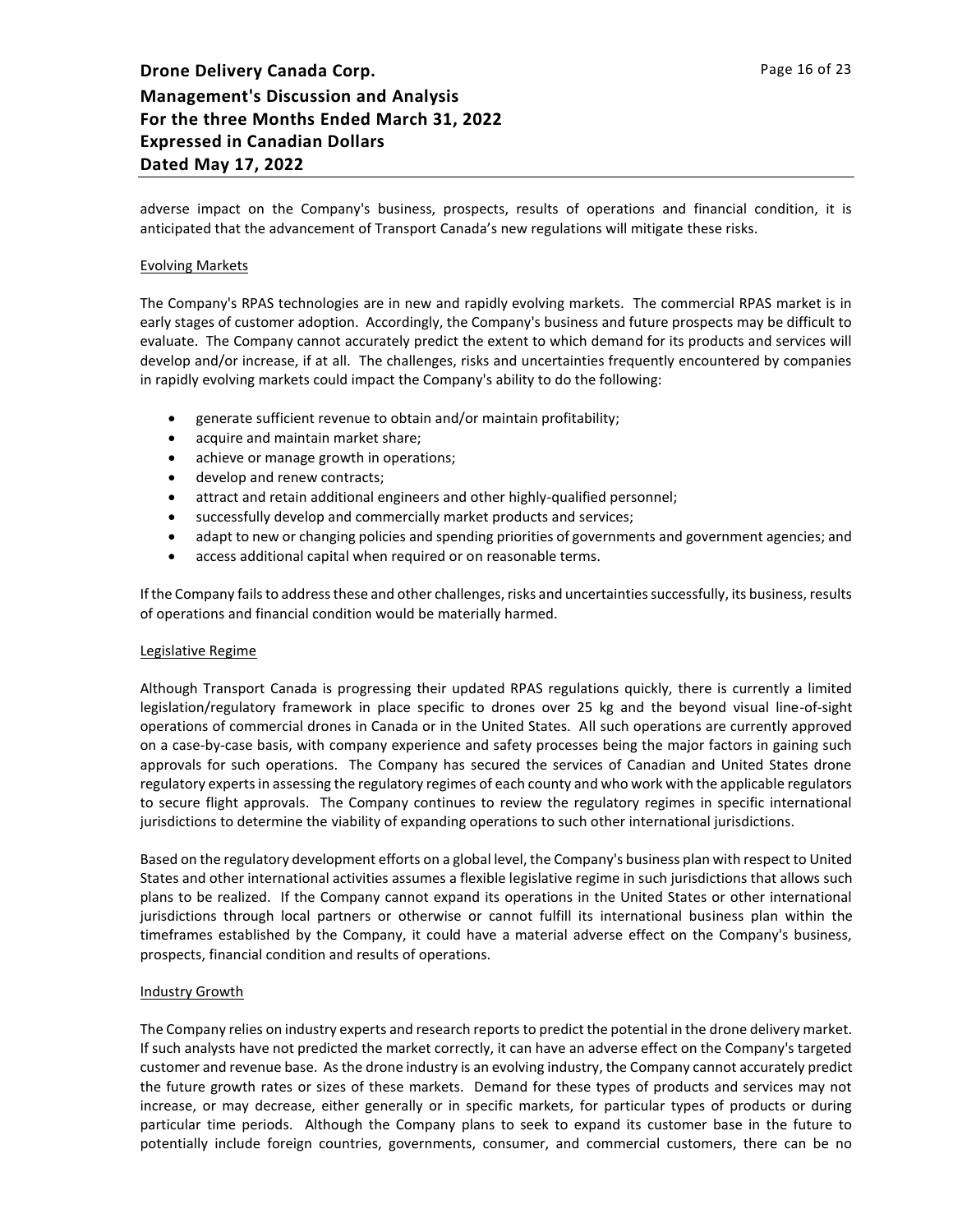adverse impact on the Company's business, prospects, results of operations and financial condition, it is anticipated that the advancement of Transport Canada's new regulations will mitigate these risks.

### Evolving Markets

The Company's RPAS technologies are in new and rapidly evolving markets. The commercial RPAS market is in early stages of customer adoption. Accordingly, the Company's business and future prospects may be difficult to evaluate. The Company cannot accurately predict the extent to which demand for its products and services will develop and/or increase, if at all. The challenges, risks and uncertainties frequently encountered by companies in rapidly evolving markets could impact the Company's ability to do the following:

- generate sufficient revenue to obtain and/or maintain profitability;
- acquire and maintain market share;
- achieve or manage growth in operations;
- develop and renew contracts;
- attract and retain additional engineers and other highly-qualified personnel;
- successfully develop and commercially market products and services;
- adapt to new or changing policies and spending priorities of governments and government agencies; and
- access additional capital when required or on reasonable terms.

If the Company fails to address these and other challenges, risks and uncertainties successfully, its business, results of operations and financial condition would be materially harmed.

### Legislative Regime

Although Transport Canada is progressing their updated RPAS regulations quickly, there is currently a limited legislation/regulatory framework in place specific to drones over 25 kg and the beyond visual line-of-sight operations of commercial drones in Canada or in the United States. All such operations are currently approved on a case-by-case basis, with company experience and safety processes being the major factors in gaining such approvals for such operations. The Company has secured the services of Canadian and United States drone regulatory experts in assessing the regulatory regimes of each county and who work with the applicable regulators to secure flight approvals. The Company continues to review the regulatory regimes in specific international jurisdictions to determine the viability of expanding operations to such other international jurisdictions.

Based on the regulatory development efforts on a global level, the Company's business plan with respect to United States and other international activities assumes a flexible legislative regime in such jurisdictions that allows such plans to be realized. If the Company cannot expand its operations in the United States or other international jurisdictions through local partners or otherwise or cannot fulfill its international business plan within the timeframes established by the Company, it could have a material adverse effect on the Company's business, prospects, financial condition and results of operations.

### Industry Growth

The Company relies on industry experts and research reports to predict the potential in the drone delivery market. If such analysts have not predicted the market correctly, it can have an adverse effect on the Company's targeted customer and revenue base. As the drone industry is an evolving industry, the Company cannot accurately predict the future growth rates or sizes of these markets. Demand for these types of products and services may not increase, or may decrease, either generally or in specific markets, for particular types of products or during particular time periods. Although the Company plans to seek to expand its customer base in the future to potentially include foreign countries, governments, consumer, and commercial customers, there can be no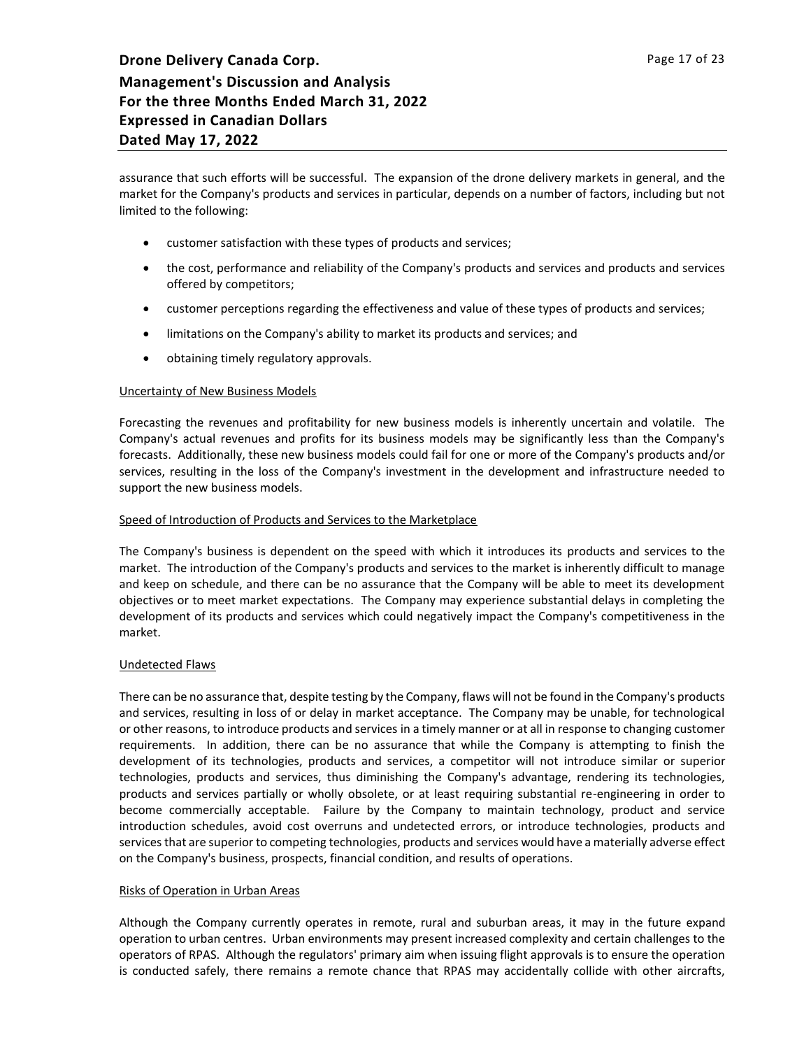assurance that such efforts will be successful. The expansion of the drone delivery markets in general, and the market for the Company's products and services in particular, depends on a number of factors, including but not limited to the following:

- customer satisfaction with these types of products and services;
- the cost, performance and reliability of the Company's products and services and products and services offered by competitors;
- customer perceptions regarding the effectiveness and value of these types of products and services;
- limitations on the Company's ability to market its products and services; and
- obtaining timely regulatory approvals.

### Uncertainty of New Business Models

Forecasting the revenues and profitability for new business models is inherently uncertain and volatile. The Company's actual revenues and profits for its business models may be significantly less than the Company's forecasts. Additionally, these new business models could fail for one or more of the Company's products and/or services, resulting in the loss of the Company's investment in the development and infrastructure needed to support the new business models.

### Speed of Introduction of Products and Services to the Marketplace

The Company's business is dependent on the speed with which it introduces its products and services to the market. The introduction of the Company's products and services to the market is inherently difficult to manage and keep on schedule, and there can be no assurance that the Company will be able to meet its development objectives or to meet market expectations. The Company may experience substantial delays in completing the development of its products and services which could negatively impact the Company's competitiveness in the market.

### Undetected Flaws

There can be no assurance that, despite testing by the Company, flaws will not be found in the Company's products and services, resulting in loss of or delay in market acceptance. The Company may be unable, for technological or other reasons, to introduce products and services in a timely manner or at all in response to changing customer requirements. In addition, there can be no assurance that while the Company is attempting to finish the development of its technologies, products and services, a competitor will not introduce similar or superior technologies, products and services, thus diminishing the Company's advantage, rendering its technologies, products and services partially or wholly obsolete, or at least requiring substantial re-engineering in order to become commercially acceptable. Failure by the Company to maintain technology, product and service introduction schedules, avoid cost overruns and undetected errors, or introduce technologies, products and services that are superior to competing technologies, products and services would have a materially adverse effect on the Company's business, prospects, financial condition, and results of operations.

### Risks of Operation in Urban Areas

Although the Company currently operates in remote, rural and suburban areas, it may in the future expand operation to urban centres. Urban environments may present increased complexity and certain challenges to the operators of RPAS. Although the regulators' primary aim when issuing flight approvals is to ensure the operation is conducted safely, there remains a remote chance that RPAS may accidentally collide with other aircrafts,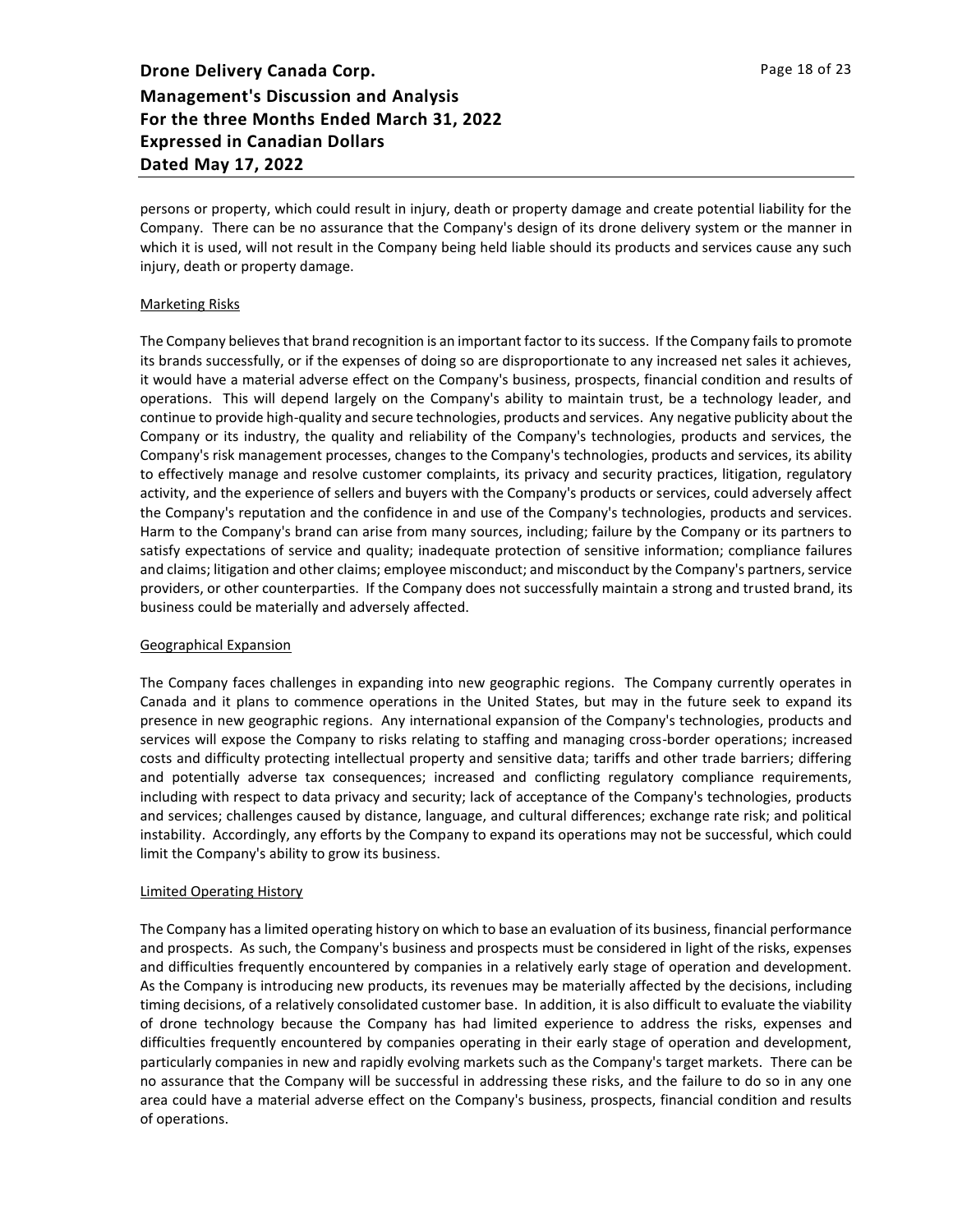persons or property, which could result in injury, death or property damage and create potential liability for the Company. There can be no assurance that the Company's design of its drone delivery system or the manner in which it is used, will not result in the Company being held liable should its products and services cause any such injury, death or property damage.

### Marketing Risks

The Company believes that brand recognition is an important factor to its success. If the Company fails to promote its brands successfully, or if the expenses of doing so are disproportionate to any increased net sales it achieves, it would have a material adverse effect on the Company's business, prospects, financial condition and results of operations. This will depend largely on the Company's ability to maintain trust, be a technology leader, and continue to provide high-quality and secure technologies, products and services. Any negative publicity about the Company or its industry, the quality and reliability of the Company's technologies, products and services, the Company's risk management processes, changes to the Company's technologies, products and services, its ability to effectively manage and resolve customer complaints, its privacy and security practices, litigation, regulatory activity, and the experience of sellers and buyers with the Company's products or services, could adversely affect the Company's reputation and the confidence in and use of the Company's technologies, products and services. Harm to the Company's brand can arise from many sources, including; failure by the Company or its partners to satisfy expectations of service and quality; inadequate protection of sensitive information; compliance failures and claims; litigation and other claims; employee misconduct; and misconduct by the Company's partners, service providers, or other counterparties. If the Company does not successfully maintain a strong and trusted brand, its business could be materially and adversely affected.

### Geographical Expansion

The Company faces challenges in expanding into new geographic regions. The Company currently operates in Canada and it plans to commence operations in the United States, but may in the future seek to expand its presence in new geographic regions. Any international expansion of the Company's technologies, products and services will expose the Company to risks relating to staffing and managing cross-border operations; increased costs and difficulty protecting intellectual property and sensitive data; tariffs and other trade barriers; differing and potentially adverse tax consequences; increased and conflicting regulatory compliance requirements, including with respect to data privacy and security; lack of acceptance of the Company's technologies, products and services; challenges caused by distance, language, and cultural differences; exchange rate risk; and political instability. Accordingly, any efforts by the Company to expand its operations may not be successful, which could limit the Company's ability to grow its business.

### Limited Operating History

The Company has a limited operating history on which to base an evaluation of its business, financial performance and prospects. As such, the Company's business and prospects must be considered in light of the risks, expenses and difficulties frequently encountered by companies in a relatively early stage of operation and development. As the Company is introducing new products, its revenues may be materially affected by the decisions, including timing decisions, of a relatively consolidated customer base. In addition, it is also difficult to evaluate the viability of drone technology because the Company has had limited experience to address the risks, expenses and difficulties frequently encountered by companies operating in their early stage of operation and development, particularly companies in new and rapidly evolving markets such as the Company's target markets. There can be no assurance that the Company will be successful in addressing these risks, and the failure to do so in any one area could have a material adverse effect on the Company's business, prospects, financial condition and results of operations.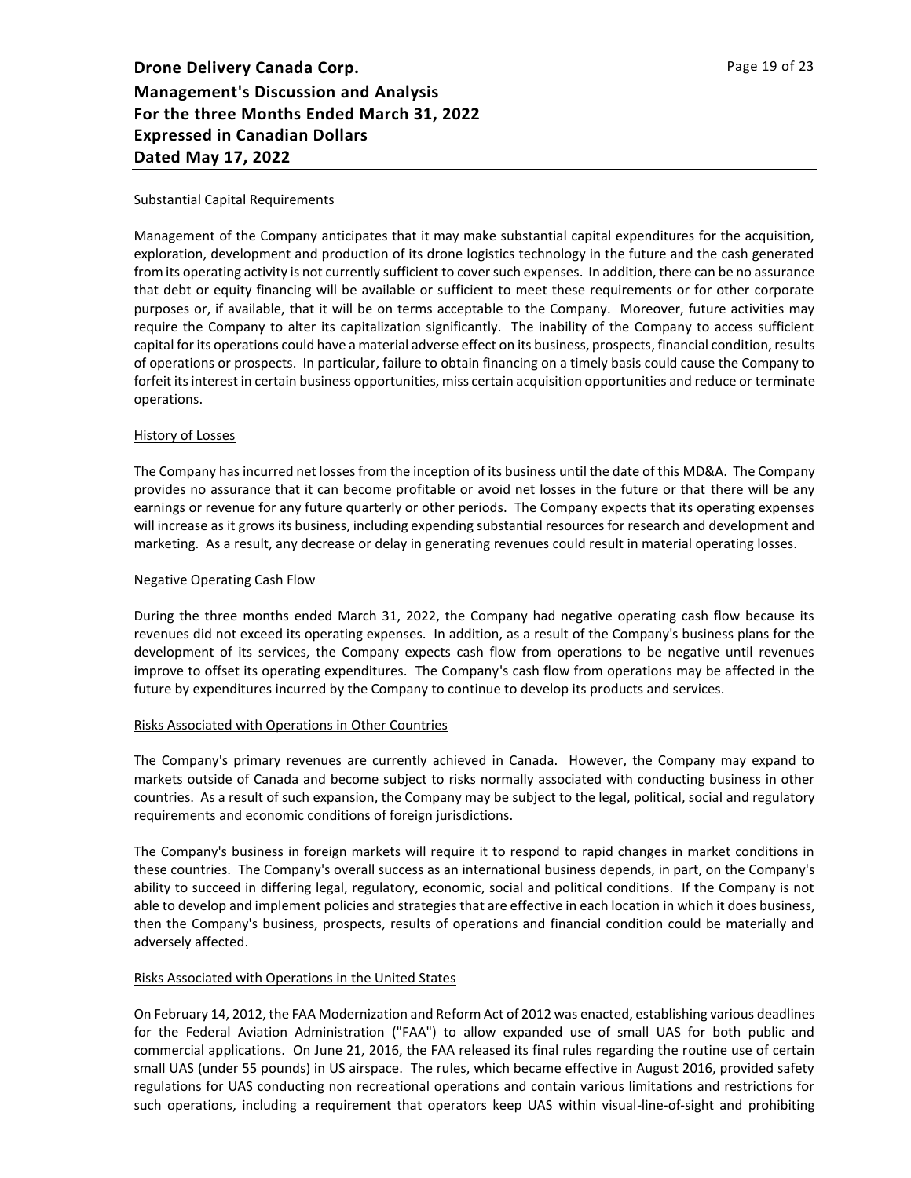### Substantial Capital Requirements

Management of the Company anticipates that it may make substantial capital expenditures for the acquisition, exploration, development and production of its drone logistics technology in the future and the cash generated from its operating activity is not currently sufficient to cover such expenses. In addition, there can be no assurance that debt or equity financing will be available or sufficient to meet these requirements or for other corporate purposes or, if available, that it will be on terms acceptable to the Company. Moreover, future activities may require the Company to alter its capitalization significantly. The inability of the Company to access sufficient capital for its operations could have a material adverse effect on its business, prospects, financial condition, results of operations or prospects. In particular, failure to obtain financing on a timely basis could cause the Company to forfeit its interest in certain business opportunities, miss certain acquisition opportunities and reduce or terminate operations.

### History of Losses

The Company has incurred net losses from the inception of its business until the date of this MD&A. The Company provides no assurance that it can become profitable or avoid net losses in the future or that there will be any earnings or revenue for any future quarterly or other periods. The Company expects that its operating expenses will increase as it grows its business, including expending substantial resources for research and development and marketing. As a result, any decrease or delay in generating revenues could result in material operating losses.

### Negative Operating Cash Flow

During the three months ended March 31, 2022, the Company had negative operating cash flow because its revenues did not exceed its operating expenses. In addition, as a result of the Company's business plans for the development of its services, the Company expects cash flow from operations to be negative until revenues improve to offset its operating expenditures. The Company's cash flow from operations may be affected in the future by expenditures incurred by the Company to continue to develop its products and services.

### Risks Associated with Operations in Other Countries

The Company's primary revenues are currently achieved in Canada. However, the Company may expand to markets outside of Canada and become subject to risks normally associated with conducting business in other countries. As a result of such expansion, the Company may be subject to the legal, political, social and regulatory requirements and economic conditions of foreign jurisdictions.

The Company's business in foreign markets will require it to respond to rapid changes in market conditions in these countries. The Company's overall success as an international business depends, in part, on the Company's ability to succeed in differing legal, regulatory, economic, social and political conditions. If the Company is not able to develop and implement policies and strategies that are effective in each location in which it does business, then the Company's business, prospects, results of operations and financial condition could be materially and adversely affected.

### Risks Associated with Operations in the United States

On February 14, 2012, the FAA Modernization and Reform Act of 2012 was enacted, establishing various deadlines for the Federal Aviation Administration ("FAA") to allow expanded use of small UAS for both public and commercial applications. On June 21, 2016, the FAA released its final rules regarding the routine use of certain small UAS (under 55 pounds) in US airspace. The rules, which became effective in August 2016, provided safety regulations for UAS conducting non recreational operations and contain various limitations and restrictions for such operations, including a requirement that operators keep UAS within visual-line-of-sight and prohibiting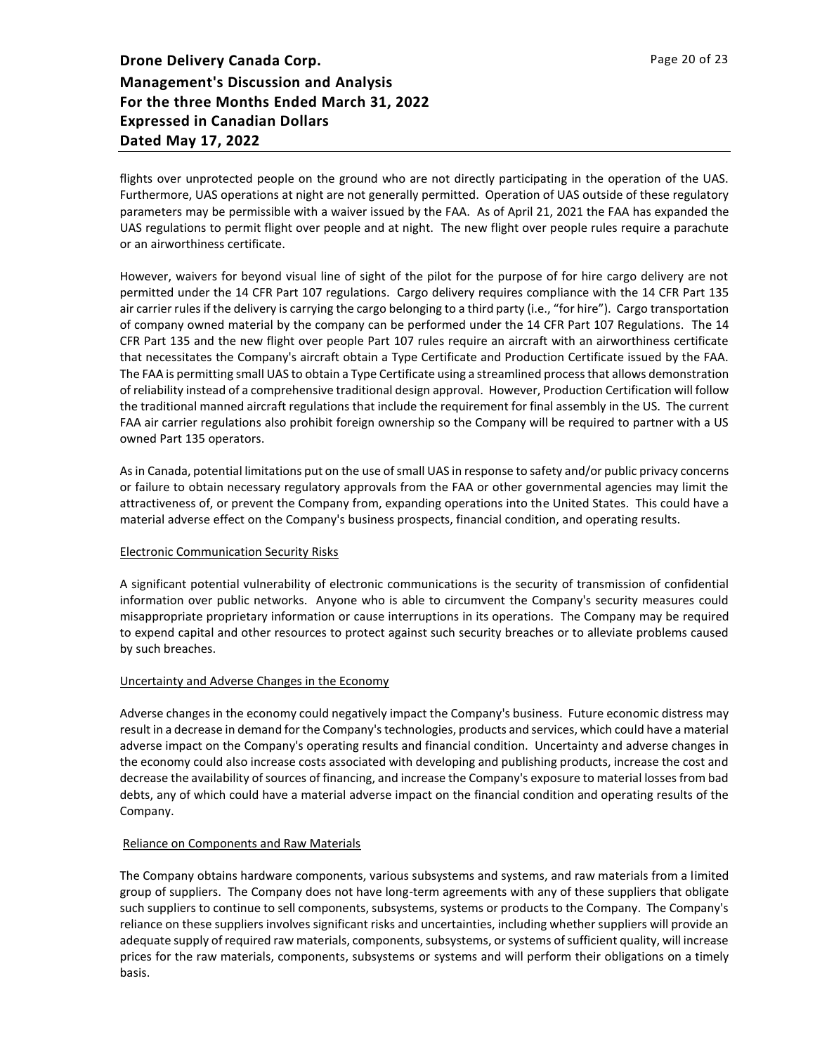flights over unprotected people on the ground who are not directly participating in the operation of the UAS. Furthermore, UAS operations at night are not generally permitted. Operation of UAS outside of these regulatory parameters may be permissible with a waiver issued by the FAA. As of April 21, 2021 the FAA has expanded the UAS regulations to permit flight over people and at night. The new flight over people rules require a parachute or an airworthiness certificate.

However, waivers for beyond visual line of sight of the pilot for the purpose of for hire cargo delivery are not permitted under the 14 CFR Part 107 regulations. Cargo delivery requires compliance with the 14 CFR Part 135 air carrier rules if the delivery is carrying the cargo belonging to a third party (i.e., "for hire"). Cargo transportation of company owned material by the company can be performed under the 14 CFR Part 107 Regulations. The 14 CFR Part 135 and the new flight over people Part 107 rules require an aircraft with an airworthiness certificate that necessitates the Company's aircraft obtain a Type Certificate and Production Certificate issued by the FAA. The FAA is permitting small UAS to obtain a Type Certificate using a streamlined process that allows demonstration of reliability instead of a comprehensive traditional design approval. However, Production Certification will follow the traditional manned aircraft regulations that include the requirement for final assembly in the US. The current FAA air carrier regulations also prohibit foreign ownership so the Company will be required to partner with a US owned Part 135 operators.

As in Canada, potential limitations put on the use of small UAS in response to safety and/or public privacy concerns or failure to obtain necessary regulatory approvals from the FAA or other governmental agencies may limit the attractiveness of, or prevent the Company from, expanding operations into the United States. This could have a material adverse effect on the Company's business prospects, financial condition, and operating results.

Electronic Communication Security Risks

A significant potential vulnerability of electronic communications is the security of transmission of confidential information over public networks. Anyone who is able to circumvent the Company's security measures could misappropriate proprietary information or cause interruptions in its operations. The Company may be required to expend capital and other resources to protect against such security breaches or to alleviate problems caused by such breaches.

Uncertainty and Adverse Changes in the Economy

Adverse changes in the economy could negatively impact the Company's business. Future economic distress may result in a decrease in demand for the Company's technologies, products and services, which could have a material adverse impact on the Company's operating results and financial condition. Uncertainty and adverse changes in the economy could also increase costs associated with developing and publishing products, increase the cost and decrease the availability of sources of financing, and increase the Company's exposure to material losses from bad debts, any of which could have a material adverse impact on the financial condition and operating results of the Company.

Reliance on Components and Raw Materials

The Company obtains hardware components, various subsystems and systems, and raw materials from a limited group of suppliers. The Company does not have long-term agreements with any of these suppliers that obligate such suppliers to continue to sell components, subsystems, systems or products to the Company. The Company's reliance on these suppliers involves significant risks and uncertainties, including whether suppliers will provide an adequate supply of required raw materials, components, subsystems, or systems of sufficient quality, will increase prices for the raw materials, components, subsystems or systems and will perform their obligations on a timely basis.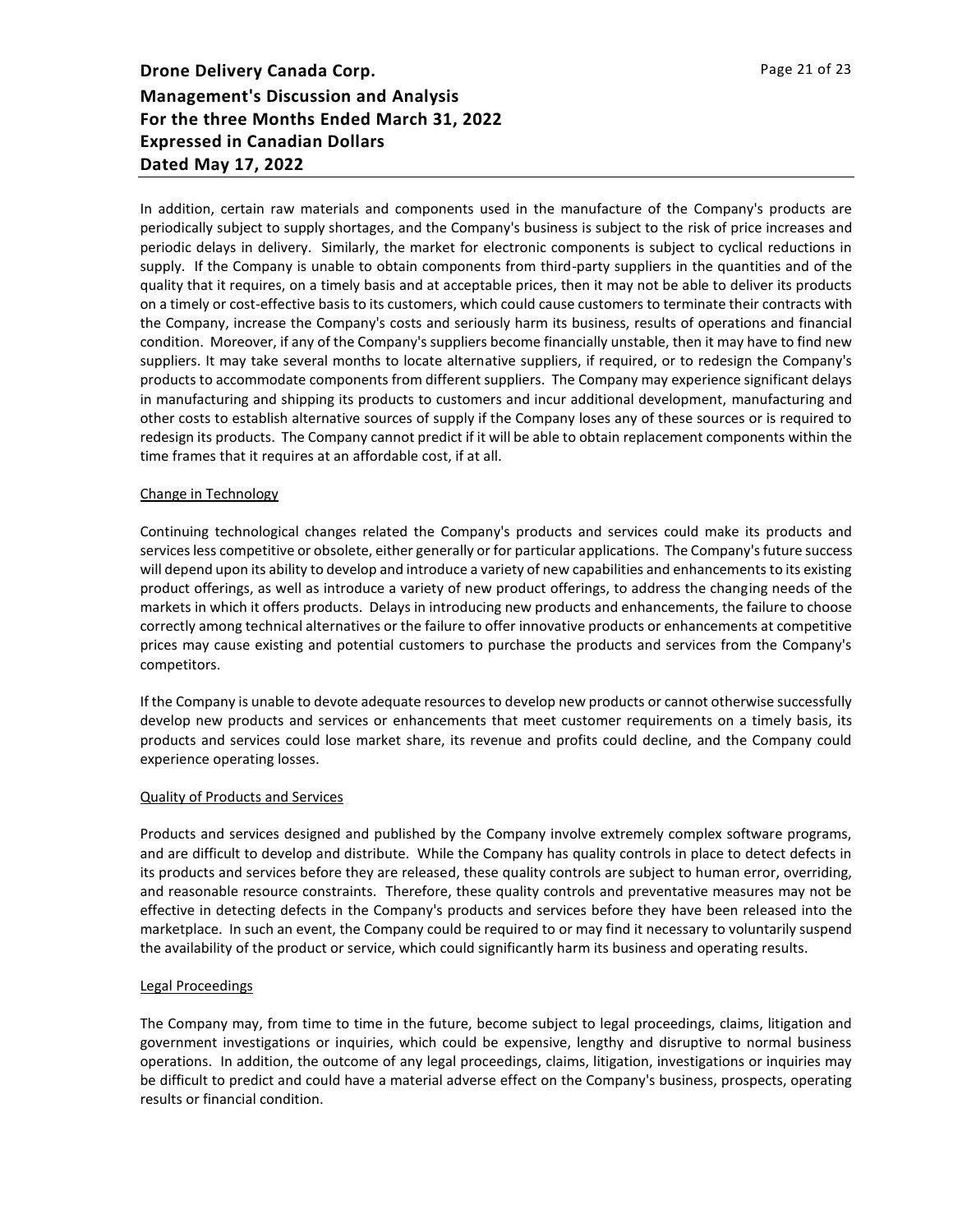In addition, certain raw materials and components used in the manufacture of the Company's products are periodically subject to supply shortages, and the Company's business is subject to the risk of price increases and periodic delays in delivery. Similarly, the market for electronic components is subject to cyclical reductions in supply. If the Company is unable to obtain components from third-party suppliers in the quantities and of the quality that it requires, on a timely basis and at acceptable prices, then it may not be able to deliver its products on a timely or cost-effective basis to its customers, which could cause customers to terminate their contracts with the Company, increase the Company's costs and seriously harm its business, results of operations and financial condition. Moreover, if any of the Company's suppliers become financially unstable, then it may have to find new suppliers. It may take several months to locate alternative suppliers, if required, or to redesign the Company's products to accommodate components from different suppliers. The Company may experience significant delays in manufacturing and shipping its products to customers and incur additional development, manufacturing and other costs to establish alternative sources of supply if the Company loses any of these sources or is required to redesign its products. The Company cannot predict if it will be able to obtain replacement components within the time frames that it requires at an affordable cost, if at all.

<u>Change in Technology</u>

Continuing technological changes related the Company's products and services could make its products and services less competitive or obsolete, either generally or for particular applications. The Company's future success will depend upon its ability to develop and introduce a variety of new capabilities and enhancements to its existing product offerings, as well as introduce a variety of new product offerings, to address the changing needs of the markets in which it offers products. Delays in introducing new products and enhancements, the failure to choose correctly among technical alternatives or the failure to offer innovative products or enhancements at competitive prices may cause existing and potential customers to purchase the products and services from the Company's competitors.

If the Company is unable to devote adequate resources to develop new products or cannot otherwise successfully develop new products and services or enhancements that meet customer requirements on a timely basis, its products and services could lose market share, its revenue and profits could decline, and the Company could experience operating losses.

<u>Quality of Products and Services</u>

Products and services designed and published by the Company involve extremely complex software programs, and are difficult to develop and distribute. While the Company has quality controls in place to detect defects in its products and services before they are released, these quality controls are subject to human error, overriding, and reasonable resource constraints. Therefore, these quality controls and preventative measures may not be effective in detecting defects in the Company's products and services before they have been released into the marketplace. In such an event, the Company could be required to or may find it necessary to voluntarily suspend the availability of the product or service, which could significantly harm its business and operating results.

<u>Legal Proceedings</u>

The Company may, from time to time in the future, become subject to legal proceedings, claims, litigation and government investigations or inquiries, which could be expensive, lengthy and disruptive to normal business operations. In addition, the outcome of any legal proceedings, claims, litigation, investigations or inquiries may be difficult to predict and could have a material adverse effect on the Company's business, prospects, operating results or financial condition.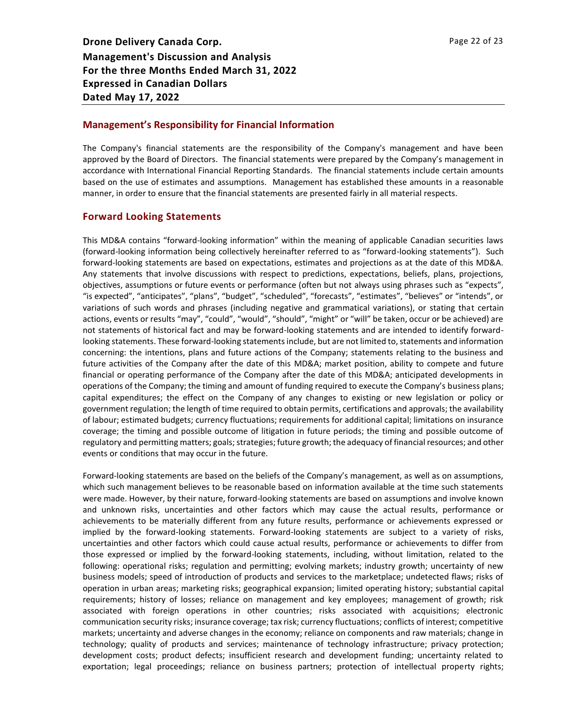## Management's Responsibility for Financial Information

The Company's financial statements are the responsibility of the Company's management and have been approved by the Board of Directors. The financial statements were prepared by the Company's management in accordance with International Financial Reporting Standards. The financial statements include certain amounts based on the use of estimates and assumptions. Management has established these amounts in a reasonable manner, in order to ensure that the financial statements are presented fairly in all material respects.

## Forward Looking Statements

This MD&A contains "forward-looking information" within the meaning of applicable Canadian securities laws (forward-looking information being collectively hereinafter referred to as "forward-looking statements"). Such forward-looking statements are based on expectations, estimates and projections as at the date of this MD&A. Any statements that involve discussions with respect to predictions, expectations, beliefs, plans, projections, objectives, assumptions or future events or performance (often but not always using phrases such as "expects", "is expected", "anticipates", "plans", "budget", "scheduled", "forecasts", "estimates", "believes" or "intends", or variations of such words and phrases (including negative and grammatical variations), or stating that certain actions, events or results "may", "could", "would", "should", "might" or "will" be taken, occur or be achieved) are not statements of historical fact and may be forward-looking statements and are intended to identify forward-looking statements. These forward-looking statements include, but are not limited to, statements and information concerning: the intentions, plans and future actions of the Company; statements relating to the business and future activities of the Company after the date of this MD&A; market position, ability to compete and future financial or operating performance of the Company after the date of this MD&A; anticipated developments in operations of the Company; the timing and amount of funding required to execute the Company's business plans; capital expenditures; the effect on the Company of any changes to existing or new legislation or policy or government regulation; the length of time required to obtain permits, certifications and approvals; the availability of labour; estimated budgets; currency fluctuations; requirements for additional capital; limitations on insurance coverage; the timing and possible outcome of litigation in future periods; the timing and possible outcome of regulatory and permitting matters; goals; strategies; future growth; the adequacy of financial resources; and other events or conditions that may occur in the future.

Forward-looking statements are based on the beliefs of the Company's management, as well as on assumptions, which such management believes to be reasonable based on information available at the time such statements were made. However, by their nature, forward-looking statements are based on assumptions and involve known and unknown risks, uncertainties and other factors which may cause the actual results, performance or achievements to be materially different from any future results, performance or achievements expressed or implied by the forward-looking statements. Forward-looking statements are subject to a variety of risks, uncertainties and other factors which could cause actual results, performance or achievements to differ from those expressed or implied by the forward-looking statements, including, without limitation, related to the following: operational risks; regulation and permitting; evolving markets; industry growth; uncertainty of new business models; speed of introduction of products and services to the marketplace; undetected flaws; risks of operation in urban areas; marketing risks; geographical expansion; limited operating history; substantial capital requirements; history of losses; reliance on management and key employees; management of growth; risk associated with foreign operations in other countries; risks associated with acquisitions; electronic communication security risks; insurance coverage; tax risk; currency fluctuations; conflicts of interest; competitive markets; uncertainty and adverse changes in the economy; reliance on components and raw materials; change in technology; quality of products and services; maintenance of technology infrastructure; privacy protection; development costs; product defects; insufficient research and development funding; uncertainty related to exportation; legal proceedings; reliance on business partners; protection of intellectual property rights;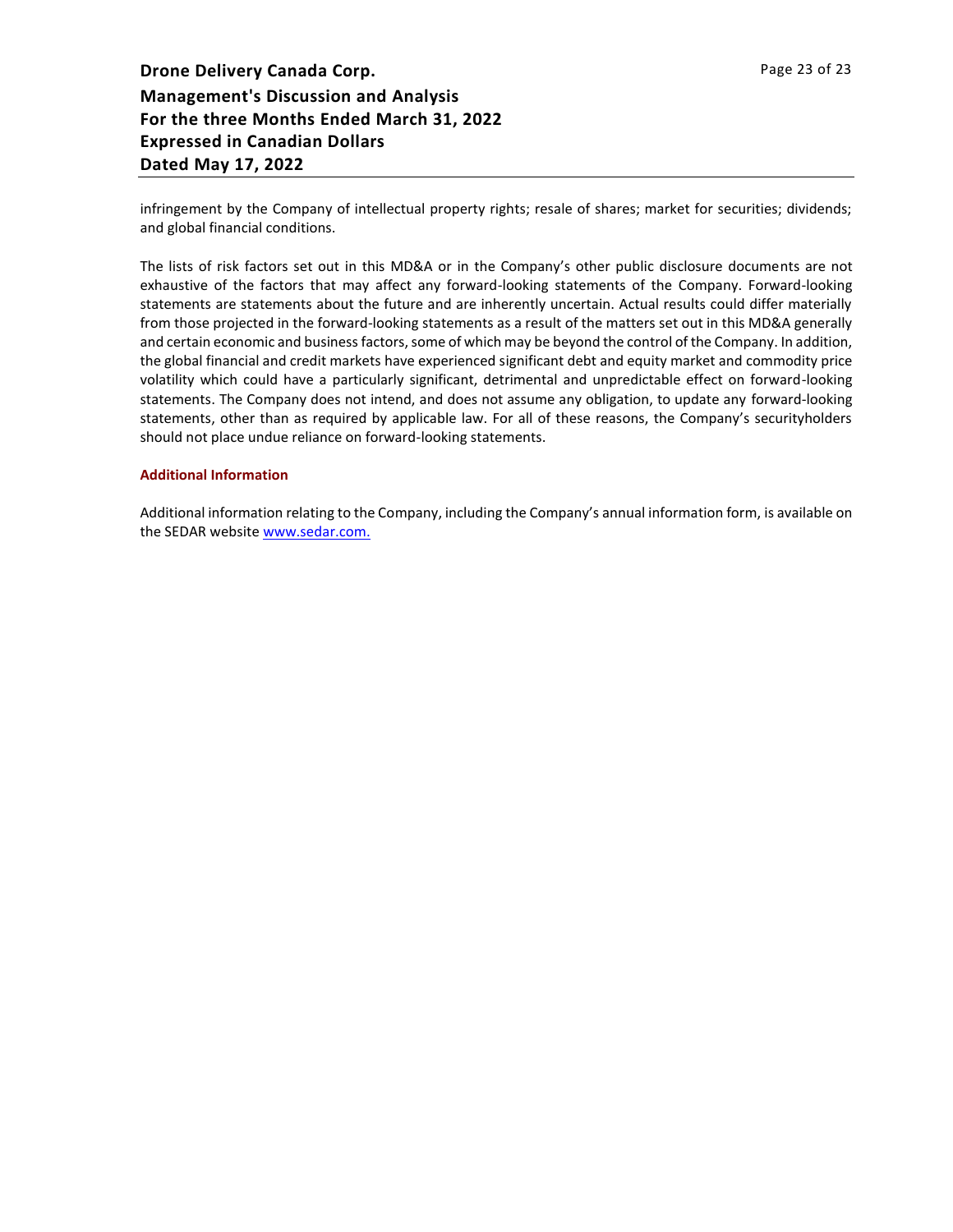infringement by the Company of intellectual property rights; resale of shares; market for securities; dividends; and global financial conditions.

The lists of risk factors set out in this MD&A or in the Company's other public disclosure documents are not exhaustive of the factors that may affect any forward-looking statements of the Company. Forward-looking statements are statements about the future and are inherently uncertain. Actual results could differ materially from those projected in the forward-looking statements as a result of the matters set out in this MD&A generally and certain economic and business factors, some of which may be beyond the control of the Company. In addition, the global financial and credit markets have experienced significant debt and equity market and commodity price volatility which could have a particularly significant, detrimental and unpredictable effect on forward-looking statements. The Company does not intend, and does not assume any obligation, to update any forward-looking statements, other than as required by applicable law. For all of these reasons, the Company's securityholders should not place undue reliance on forward-looking statements.

#### Additional Information

Additional information relating to the Company, including the Company's annual information form, is available on the SEDAR website [www.sedar.com.](http://www.sedar.com)